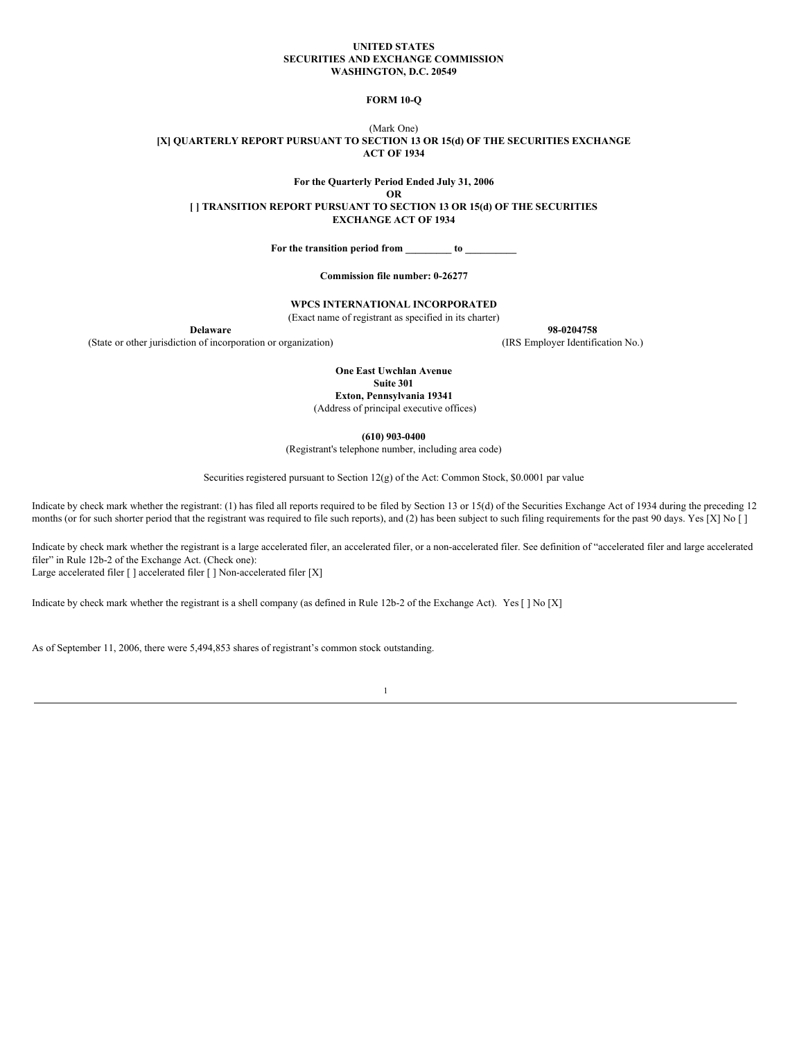**UNITED STATES**
**SECURITIES AND EXCHANGE COMMISSION**
**WASHINGTON, D.C. 20549**

**FORM 10-Q**

(Mark One)

**[X] QUARTERLY REPORT PURSUANT TO SECTION 13 OR 15(d) OF THE SECURITIES EXCHANGE ACT OF 1934**

**For the Quarterly Period Ended July 31, 2006**

**OR**

**[ ] TRANSITION REPORT PURSUANT TO SECTION 13 OR 15(d) OF THE SECURITIES EXCHANGE ACT OF 1934**

**For the transition period from _________ to __________**

**Commission file number: 0-26277**

**WPCS INTERNATIONAL INCORPORATED**
(Exact name of registrant as specified in its charter)

| | |
|---|---|
| **Delaware** | **98-0204758** |
| (State or other jurisdiction of incorporation or organization) | (IRS Employer Identification No.) |

**One East Uwchlan Avenue**
**Suite 301**
**Exton, Pennsylvania 19341**
(Address of principal executive offices)

**(610) 903-0400**
(Registrant's telephone number, including area code)

Securities registered pursuant to Section 12(g) of the Act: Common Stock, $0.0001 par value

Indicate by check mark whether the registrant: (1) has filed all reports required to be filed by Section 13 or 15(d) of the Securities Exchange Act of 1934 during the preceding 12 months (or for such shorter period that the registrant was required to file such reports), and (2) has been subject to such filing requirements for the past 90 days. Yes [X] No [ ]

Indicate by check mark whether the registrant is a large accelerated filer, an accelerated filer, or a non-accelerated filer. See definition of "accelerated filer and large accelerated filer" in Rule 12b-2 of the Exchange Act. (Check one):
Large accelerated filer [ ] accelerated filer [ ] Non-accelerated filer [X]

Indicate by check mark whether the registrant is a shell company (as defined in Rule 12b-2 of the Exchange Act). Yes [ ] No [X]

As of September 11, 2006, there were 5,494,853 shares of registrant's common stock outstanding.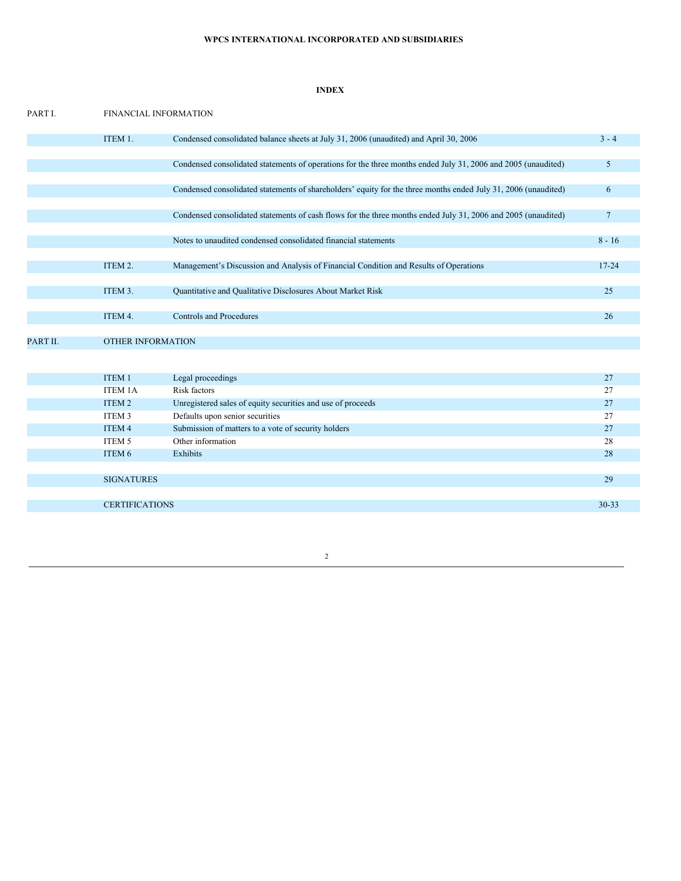**WPCS INTERNATIONAL INCORPORATED AND SUBSIDIARIES**

**INDEX**

| | | | |
|---|---|---|---|
| PART I. | FINANCIAL INFORMATION | | |
| | ITEM 1. | Condensed consolidated balance sheets at July 31, 2006 (unaudited) and April 30, 2006 | 3 - 4 |
| | | Condensed consolidated statements of operations for the three months ended July 31, 2006 and 2005 (unaudited) | 5 |
| | | Condensed consolidated statements of shareholders' equity for the three months ended July 31, 2006 (unaudited) | 6 |
| | | Condensed consolidated statements of cash flows for the three months ended July 31, 2006 and 2005 (unaudited) | 7 |
| | | Notes to unaudited condensed consolidated financial statements | 8 - 16 |
| | ITEM 2. | Management's Discussion and Analysis of Financial Condition and Results of Operations | 17-24 |
| | ITEM 3. | Quantitative and Qualitative Disclosures About Market Risk | 25 |
| | ITEM 4. | Controls and Procedures | 26 |
| PART II. | OTHER INFORMATION | | |
| | ITEM 1 | Legal proceedings | 27 |
| | ITEM 1A | Risk factors | 27 |
| | ITEM 2 | Unregistered sales of equity securities and use of proceeds | 27 |
| | ITEM 3 | Defaults upon senior securities | 27 |
| | ITEM 4 | Submission of matters to a vote of security holders | 27 |
| | ITEM 5 | Other information | 28 |
| | ITEM 6 | Exhibits | 28 |
| | SIGNATURES | | 29 |
| | CERTIFICATIONS | | 30-33 |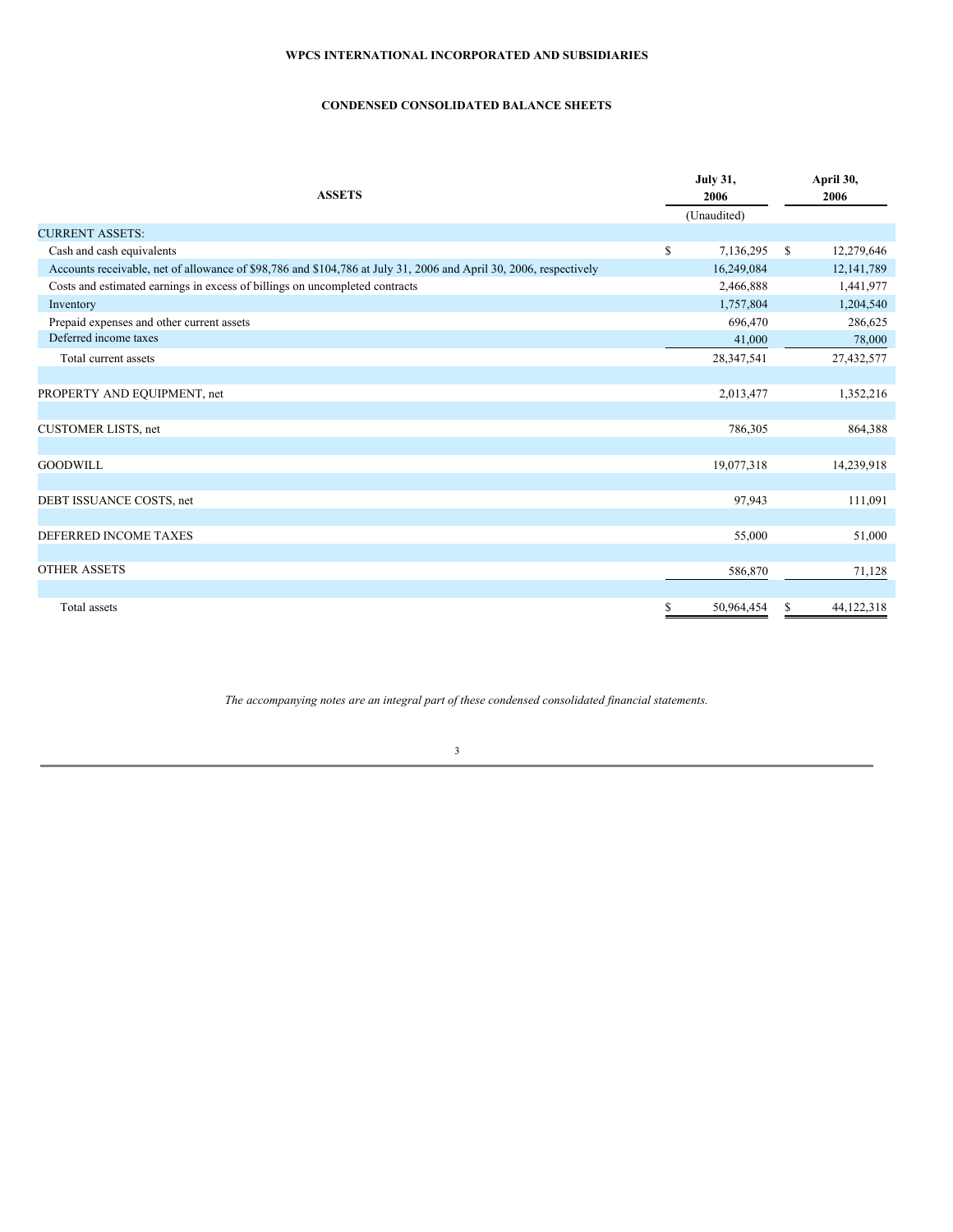# WPCS INTERNATIONAL INCORPORATED AND SUBSIDIARIES

## CONDENSED CONSOLIDATED BALANCE SHEETS

| ASSETS | July 31, 2006 (Unaudited) | April 30, 2006 |
|---|---|---|
| CURRENT ASSETS: | | |
| Cash and cash equivalents | $ 7,136,295 | $ 12,279,646 |
| Accounts receivable, net of allowance of $98,786 and $104,786 at July 31, 2006 and April 30, 2006, respectively | 16,249,084 | 12,141,789 |
| Costs and estimated earnings in excess of billings on uncompleted contracts | 2,466,888 | 1,441,977 |
| Inventory | 1,757,804 | 1,204,540 |
| Prepaid expenses and other current assets | 696,470 | 286,625 |
| Deferred income taxes | 41,000 | 78,000 |
| Total current assets | 28,347,541 | 27,432,577 |
| | | |
| PROPERTY AND EQUIPMENT, net | 2,013,477 | 1,352,216 |
| | | |
| CUSTOMER LISTS, net | 786,305 | 864,388 |
| | | |
| GOODWILL | 19,077,318 | 14,239,918 |
| | | |
| DEBT ISSUANCE COSTS, net | 97,943 | 111,091 |
| | | |
| DEFERRED INCOME TAXES | 55,000 | 51,000 |
| | | |
| OTHER ASSETS | 586,870 | 71,128 |
| | | |
| Total assets | $ 50,964,454 | $ 44,122,318 |

*The accompanying notes are an integral part of these condensed consolidated financial statements.*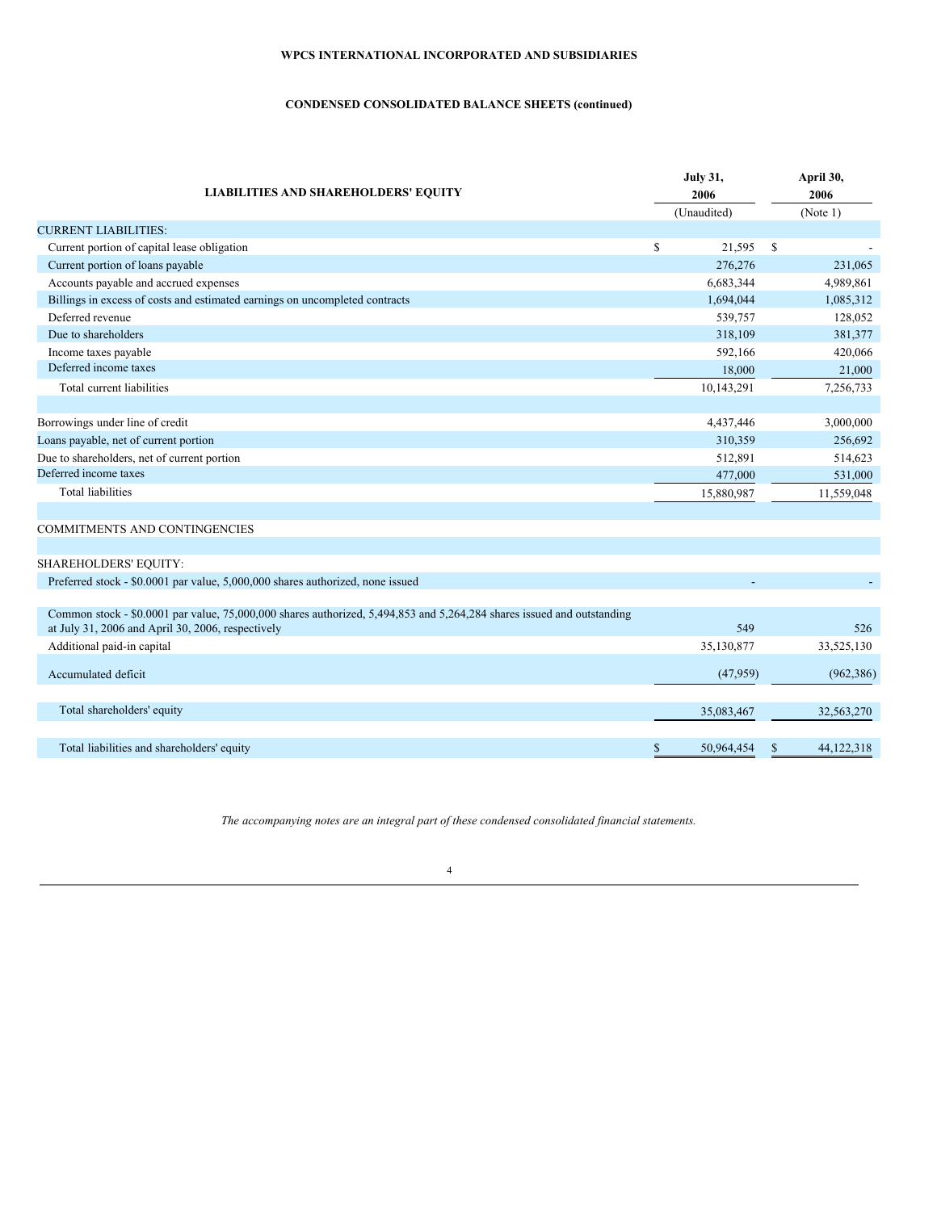**WPCS INTERNATIONAL INCORPORATED AND SUBSIDIARIES**

**CONDENSED CONSOLIDATED BALANCE SHEETS (continued)**

| LIABILITIES AND SHAREHOLDERS' EQUITY | July 31, 2006 | April 30, 2006 |
|---|---|---|
| | (Unaudited) | (Note 1) |
| CURRENT LIABILITIES: | | |
| Current portion of capital lease obligation | $ 21,595 | $ - |
| Current portion of loans payable | 276,276 | 231,065 |
| Accounts payable and accrued expenses | 6,683,344 | 4,989,861 |
| Billings in excess of costs and estimated earnings on uncompleted contracts | 1,694,044 | 1,085,312 |
| Deferred revenue | 539,757 | 128,052 |
| Due to shareholders | 318,109 | 381,377 |
| Income taxes payable | 592,166 | 420,066 |
| Deferred income taxes | 18,000 | 21,000 |
| Total current liabilities | 10,143,291 | 7,256,733 |
| | | |
| Borrowings under line of credit | 4,437,446 | 3,000,000 |
| Loans payable, net of current portion | 310,359 | 256,692 |
| Due to shareholders, net of current portion | 512,891 | 514,623 |
| Deferred income taxes | 477,000 | 531,000 |
| Total liabilities | 15,880,987 | 11,559,048 |
| | | |
| COMMITMENTS AND CONTINGENCIES | | |
| | | |
| SHAREHOLDERS' EQUITY: | | |
| Preferred stock - $0.0001 par value, 5,000,000 shares authorized, none issued | - | - |
| Common stock - $0.0001 par value, 75,000,000 shares authorized, 5,494,853 and 5,264,284 shares issued and outstanding at July 31, 2006 and April 30, 2006, respectively | 549 | 526 |
| Additional paid-in capital | 35,130,877 | 33,525,130 |
| Accumulated deficit | (47,959) | (962,386) |
| Total shareholders' equity | 35,083,467 | 32,563,270 |
| Total liabilities and shareholders' equity | $ 50,964,454 | $ 44,122,318 |

*The accompanying notes are an integral part of these condensed consolidated financial statements.*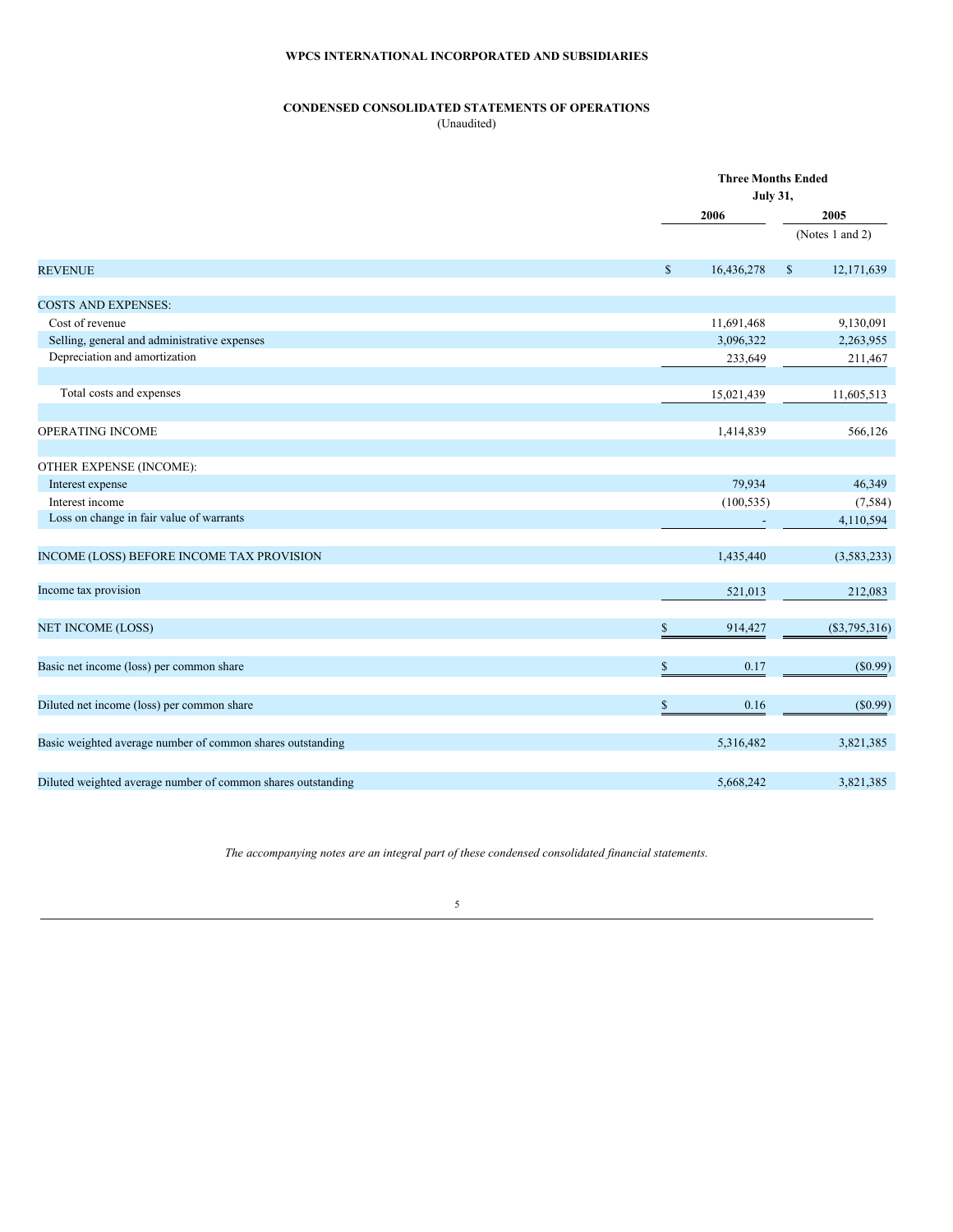**WPCS INTERNATIONAL INCORPORATED AND SUBSIDIARIES**

**CONDENSED CONSOLIDATED STATEMENTS OF OPERATIONS**
(Unaudited)

| | Three Months Ended July 31, | |
|---|---|---|
| | 2006 | 2005 |
| | | (Notes 1 and 2) |
| REVENUE | $ 16,436,278 | $ 12,171,639 |
| COSTS AND EXPENSES: | | |
| Cost of revenue | 11,691,468 | 9,130,091 |
| Selling, general and administrative expenses | 3,096,322 | 2,263,955 |
| Depreciation and amortization | 233,649 | 211,467 |
| Total costs and expenses | 15,021,439 | 11,605,513 |
| OPERATING INCOME | 1,414,839 | 566,126 |
| OTHER EXPENSE (INCOME): | | |
| Interest expense | 79,934 | 46,349 |
| Interest income | (100,535) | (7,584) |
| Loss on change in fair value of warrants | - | 4,110,594 |
| INCOME (LOSS) BEFORE INCOME TAX PROVISION | 1,435,440 | (3,583,233) |
| Income tax provision | 521,013 | 212,083 |
| NET INCOME (LOSS) | $ 914,427 | ($3,795,316) |
| Basic net income (loss) per common share | $ 0.17 | ($0.99) |
| Diluted net income (loss) per common share | $ 0.16 | ($0.99) |
| Basic weighted average number of common shares outstanding | 5,316,482 | 3,821,385 |
| Diluted weighted average number of common shares outstanding | 5,668,242 | 3,821,385 |

*The accompanying notes are an integral part of these condensed consolidated financial statements.*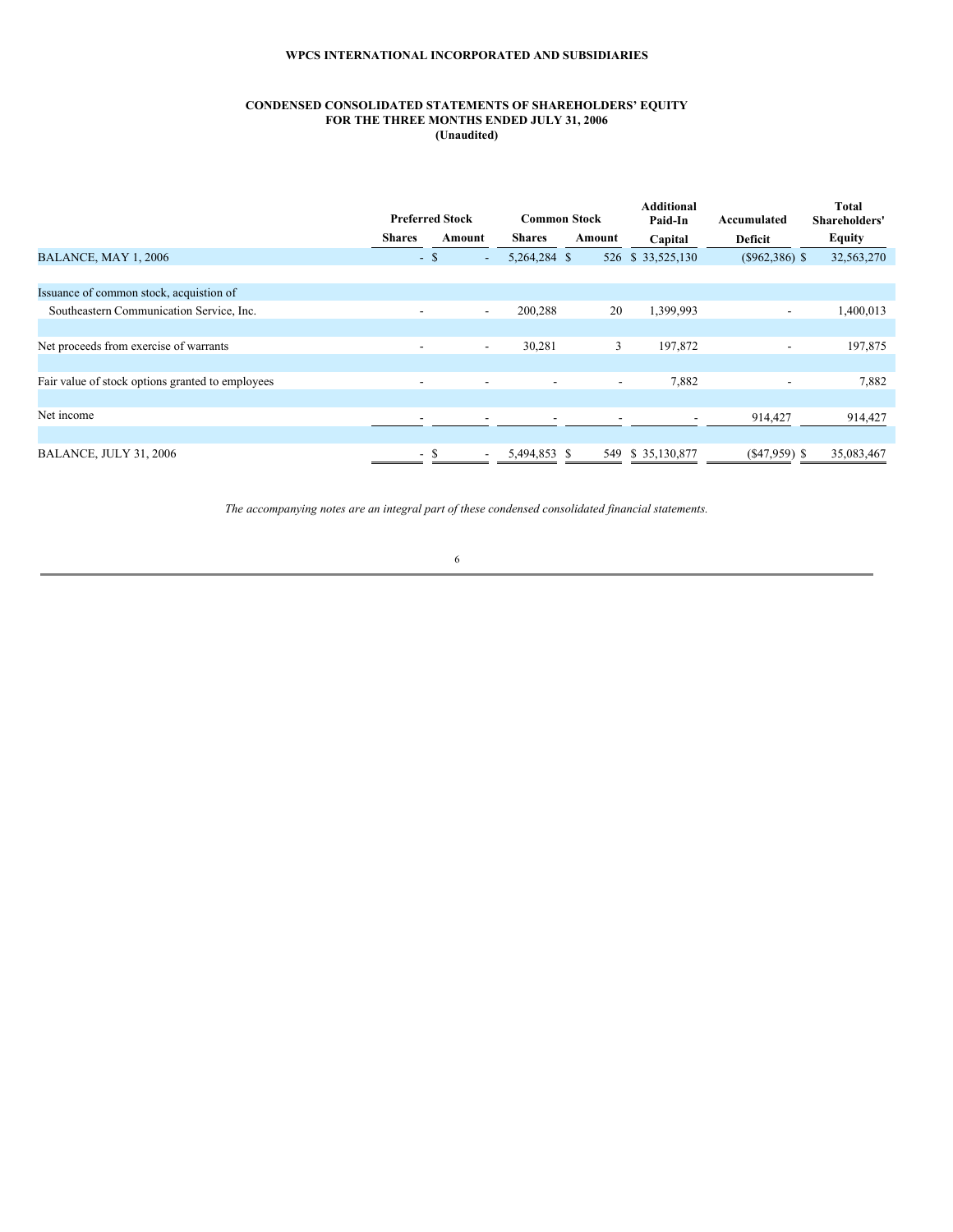**WPCS INTERNATIONAL INCORPORATED AND SUBSIDIARIES**

**CONDENSED CONSOLIDATED STATEMENTS OF SHAREHOLDERS' EQUITY**
**FOR THE THREE MONTHS ENDED JULY 31, 2006**
**(Unaudited)**

| | Preferred Stock | | Common Stock | | Additional Paid-In | Accumulated | Total Shareholders' |
|---|---|---|---|---|---|---|---|
| | Shares | Amount | Shares | Amount | Capital | Deficit | Equity |
| BALANCE, MAY 1, 2006 | - | $ - | 5,264,284 | $ 526 | $ 33,525,130 | ($962,386) | $ 32,563,270 |
| Issuance of common stock, acquistion of Southeastern Communication Service, Inc. | - | - | 200,288 | 20 | 1,399,993 | - | 1,400,013 |
| Net proceeds from exercise of warrants | - | - | 30,281 | 3 | 197,872 | - | 197,875 |
| Fair value of stock options granted to employees | - | - | - | - | 7,882 | - | 7,882 |
| Net income | - | - | - | - | - | 914,427 | 914,427 |
| BALANCE, JULY 31, 2006 | - | $ - | 5,494,853 | $ 549 | $ 35,130,877 | ($47,959) | $ 35,083,467 |

*The accompanying notes are an integral part of these condensed consolidated financial statements.*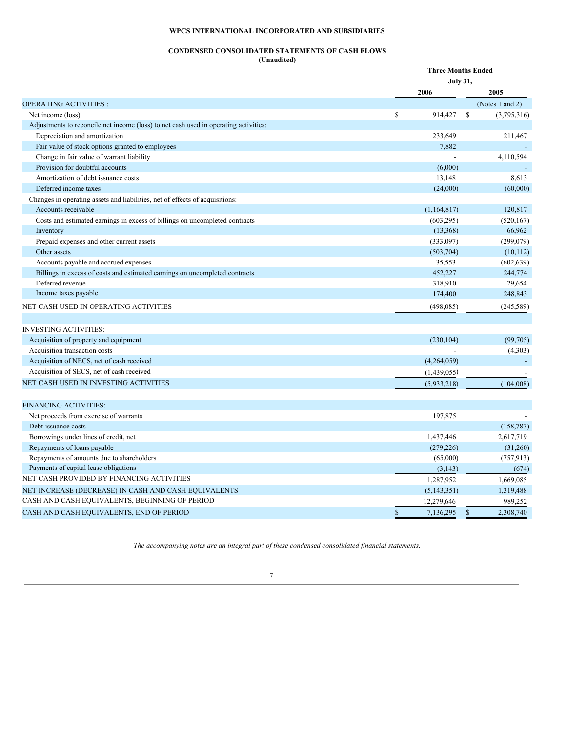**WPCS INTERNATIONAL INCORPORATED AND SUBSIDIARIES**

**CONDENSED CONSOLIDATED STATEMENTS OF CASH FLOWS**
**(Unaudited)**

| | Three Months Ended July 31, 2006 | Three Months Ended July 31, 2005 |
|---|---|---|
| OPERATING ACTIVITIES : | | (Notes 1 and 2) |
| Net income (loss) | $ 914,427 | $ (3,795,316) |
| Adjustments to reconcile net income (loss) to net cash used in operating activities: | | |
| Depreciation and amortization | 233,649 | 211,467 |
| Fair value of stock options granted to employees | 7,882 | - |
| Change in fair value of warrant liability | - | 4,110,594 |
| Provision for doubtful accounts | (6,000) | - |
| Amortization of debt issuance costs | 13,148 | 8,613 |
| Deferred income taxes | (24,000) | (60,000) |
| Changes in operating assets and liabilities, net of effects of acquisitions: | | |
| Accounts receivable | (1,164,817) | 120,817 |
| Costs and estimated earnings in excess of billings on uncompleted contracts | (603,295) | (520,167) |
| Inventory | (13,368) | 66,962 |
| Prepaid expenses and other current assets | (333,097) | (299,079) |
| Other assets | (503,704) | (10,112) |
| Accounts payable and accrued expenses | 35,553 | (602,639) |
| Billings in excess of costs and estimated earnings on uncompleted contracts | 452,227 | 244,774 |
| Deferred revenue | 318,910 | 29,654 |
| Income taxes payable | 174,400 | 248,843 |
| NET CASH USED IN OPERATING ACTIVITIES | (498,085) | (245,589) |
| | | |
| INVESTING ACTIVITIES: | | |
| Acquisition of property and equipment | (230,104) | (99,705) |
| Acquisition transaction costs | - | (4,303) |
| Acquisition of NECS, net of cash received | (4,264,059) | - |
| Acquisition of SECS, net of cash received | (1,439,055) | - |
| NET CASH USED IN INVESTING ACTIVITIES | (5,933,218) | (104,008) |
| | | |
| FINANCING ACTIVITIES: | | |
| Net proceeds from exercise of warrants | 197,875 | - |
| Debt issuance costs | - | (158,787) |
| Borrowings under lines of credit, net | 1,437,446 | 2,617,719 |
| Repayments of loans payable | (279,226) | (31,260) |
| Repayments of amounts due to shareholders | (65,000) | (757,913) |
| Payments of capital lease obligations | (3,143) | (674) |
| NET CASH PROVIDED BY FINANCING ACTIVITIES | 1,287,952 | 1,669,085 |
| NET INCREASE (DECREASE) IN CASH AND CASH EQUIVALENTS | (5,143,351) | 1,319,488 |
| CASH AND CASH EQUIVALENTS, BEGINNING OF PERIOD | 12,279,646 | 989,252 |
| CASH AND CASH EQUIVALENTS, END OF PERIOD | $ 7,136,295 | $ 2,308,740 |

*The accompanying notes are an integral part of these condensed consolidated financial statements.*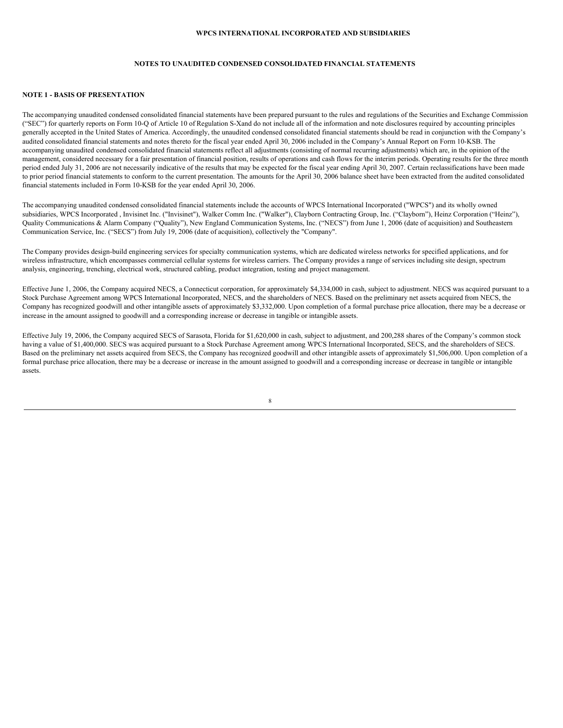**WPCS INTERNATIONAL INCORPORATED AND SUBSIDIARIES**

**NOTES TO UNAUDITED CONDENSED CONSOLIDATED FINANCIAL STATEMENTS**

## NOTE 1 - BASIS OF PRESENTATION

The accompanying unaudited condensed consolidated financial statements have been prepared pursuant to the rules and regulations of the Securities and Exchange Commission ("SEC") for quarterly reports on Form 10-Q of Article 10 of Regulation S-Xand do not include all of the information and note disclosures required by accounting principles generally accepted in the United States of America. Accordingly, the unaudited condensed consolidated financial statements should be read in conjunction with the Company's audited consolidated financial statements and notes thereto for the fiscal year ended April 30, 2006 included in the Company's Annual Report on Form 10-KSB. The accompanying unaudited condensed consolidated financial statements reflect all adjustments (consisting of normal recurring adjustments) which are, in the opinion of the management, considered necessary for a fair presentation of financial position, results of operations and cash flows for the interim periods. Operating results for the three month period ended July 31, 2006 are not necessarily indicative of the results that may be expected for the fiscal year ending April 30, 2007. Certain reclassifications have been made to prior period financial statements to conform to the current presentation. The amounts for the April 30, 2006 balance sheet have been extracted from the audited consolidated financial statements included in Form 10-KSB for the year ended April 30, 2006.

The accompanying unaudited condensed consolidated financial statements include the accounts of WPCS International Incorporated ("WPCS") and its wholly owned subsidiaries, WPCS Incorporated , Invisinet Inc. ("Invisinet"), Walker Comm Inc. ("Walker"), Clayborn Contracting Group, Inc. ("Clayborn"), Heinz Corporation ("Heinz"), Quality Communications & Alarm Company ("Quality"), New England Communication Systems, Inc. ("NECS") from June 1, 2006 (date of acquisition) and Southeastern Communication Service, Inc. ("SECS") from July 19, 2006 (date of acquisition), collectively the "Company".

The Company provides design-build engineering services for specialty communication systems, which are dedicated wireless networks for specified applications, and for wireless infrastructure, which encompasses commercial cellular systems for wireless carriers. The Company provides a range of services including site design, spectrum analysis, engineering, trenching, electrical work, structured cabling, product integration, testing and project management.

Effective June 1, 2006, the Company acquired NECS, a Connecticut corporation, for approximately $4,334,000 in cash, subject to adjustment. NECS was acquired pursuant to a Stock Purchase Agreement among WPCS International Incorporated, NECS, and the shareholders of NECS. Based on the preliminary net assets acquired from NECS, the Company has recognized goodwill and other intangible assets of approximately $3,332,000. Upon completion of a formal purchase price allocation, there may be a decrease or increase in the amount assigned to goodwill and a corresponding increase or decrease in tangible or intangible assets.

Effective July 19, 2006, the Company acquired SECS of Sarasota, Florida for $1,620,000 in cash, subject to adjustment, and 200,288 shares of the Company's common stock having a value of $1,400,000. SECS was acquired pursuant to a Stock Purchase Agreement among WPCS International Incorporated, SECS, and the shareholders of SECS. Based on the preliminary net assets acquired from SECS, the Company has recognized goodwill and other intangible assets of approximately $1,506,000. Upon completion of a formal purchase price allocation, there may be a decrease or increase in the amount assigned to goodwill and a corresponding increase or decrease in tangible or intangible assets.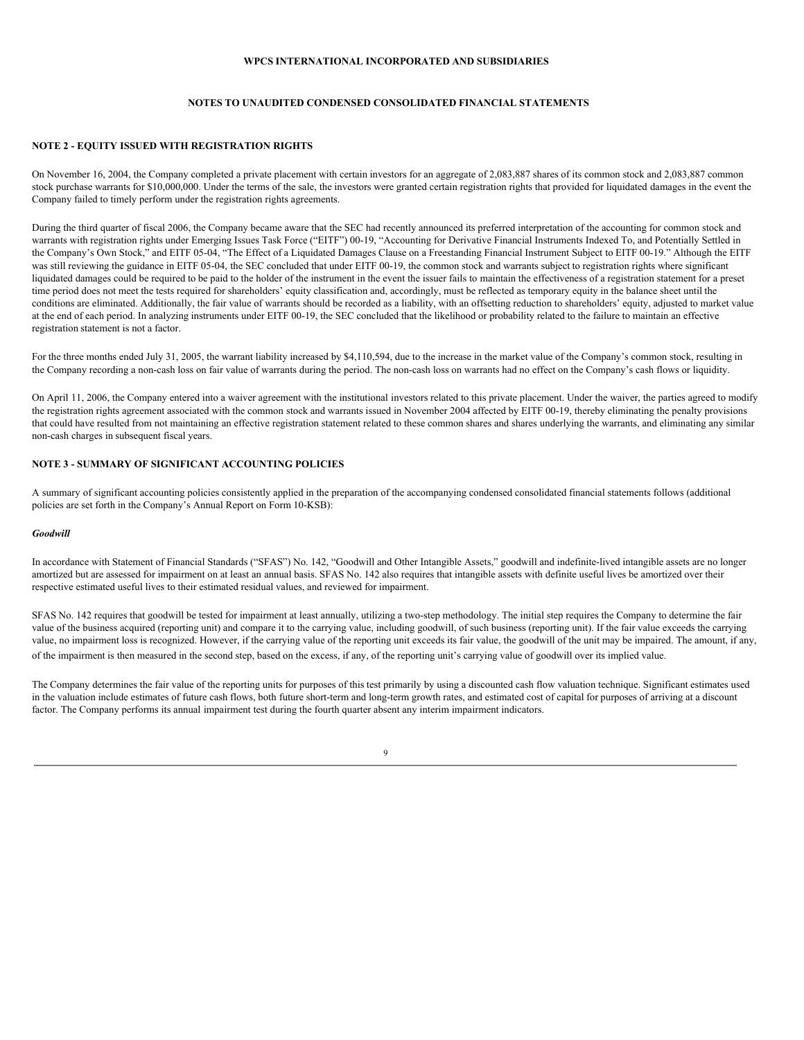**WPCS INTERNATIONAL INCORPORATED AND SUBSIDIARIES**

**NOTES TO UNAUDITED CONDENSED CONSOLIDATED FINANCIAL STATEMENTS**

**NOTE 2 - EQUITY ISSUED WITH REGISTRATION RIGHTS**

On November 16, 2004, the Company completed a private placement with certain investors for an aggregate of 2,083,887 shares of its common stock and 2,083,887 common stock purchase warrants for $10,000,000. Under the terms of the sale, the investors were granted certain registration rights that provided for liquidated damages in the event the Company failed to timely perform under the registration rights agreements.

During the third quarter of fiscal 2006, the Company became aware that the SEC had recently announced its preferred interpretation of the accounting for common stock and warrants with registration rights under Emerging Issues Task Force ("EITF") 00-19, "Accounting for Derivative Financial Instruments Indexed To, and Potentially Settled in the Company's Own Stock," and EITF 05-04, "The Effect of a Liquidated Damages Clause on a Freestanding Financial Instrument Subject to EITF 00-19." Although the EITF was still reviewing the guidance in EITF 05-04, the SEC concluded that under EITF 00-19, the common stock and warrants subject to registration rights where significant liquidated damages could be required to be paid to the holder of the instrument in the event the issuer fails to maintain the effectiveness of a registration statement for a preset time period does not meet the tests required for shareholders' equity classification and, accordingly, must be reflected as temporary equity in the balance sheet until the conditions are eliminated. Additionally, the fair value of warrants should be recorded as a liability, with an offsetting reduction to shareholders' equity, adjusted to market value at the end of each period. In analyzing instruments under EITF 00-19, the SEC concluded that the likelihood or probability related to the failure to maintain an effective registration statement is not a factor.

For the three months ended July 31, 2005, the warrant liability increased by $4,110,594, due to the increase in the market value of the Company's common stock, resulting in the Company recording a non-cash loss on fair value of warrants during the period. The non-cash loss on warrants had no effect on the Company's cash flows or liquidity.

On April 11, 2006, the Company entered into a waiver agreement with the institutional investors related to this private placement. Under the waiver, the parties agreed to modify the registration rights agreement associated with the common stock and warrants issued in November 2004 affected by EITF 00-19, thereby eliminating the penalty provisions that could have resulted from not maintaining an effective registration statement related to these common shares and shares underlying the warrants, and eliminating any similar non-cash charges in subsequent fiscal years.

**NOTE 3 - SUMMARY OF SIGNIFICANT ACCOUNTING POLICIES**

A summary of significant accounting policies consistently applied in the preparation of the accompanying condensed consolidated financial statements follows (additional policies are set forth in the Company's Annual Report on Form 10-KSB):

***Goodwill***

In accordance with Statement of Financial Standards ("SFAS") No. 142, "Goodwill and Other Intangible Assets," goodwill and indefinite-lived intangible assets are no longer amortized but are assessed for impairment on at least an annual basis. SFAS No. 142 also requires that intangible assets with definite useful lives be amortized over their respective estimated useful lives to their estimated residual values, and reviewed for impairment.

SFAS No. 142 requires that goodwill be tested for impairment at least annually, utilizing a two-step methodology. The initial step requires the Company to determine the fair value of the business acquired (reporting unit) and compare it to the carrying value, including goodwill, of such business (reporting unit). If the fair value exceeds the carrying value, no impairment loss is recognized. However, if the carrying value of the reporting unit exceeds its fair value, the goodwill of the unit may be impaired. The amount, if any, of the impairment is then measured in the second step, based on the excess, if any, of the reporting unit's carrying value of goodwill over its implied value.

The Company determines the fair value of the reporting units for purposes of this test primarily by using a discounted cash flow valuation technique. Significant estimates used in the valuation include estimates of future cash flows, both future short-term and long-term growth rates, and estimated cost of capital for purposes of arriving at a discount factor. The Company performs its annual impairment test during the fourth quarter absent any interim impairment indicators.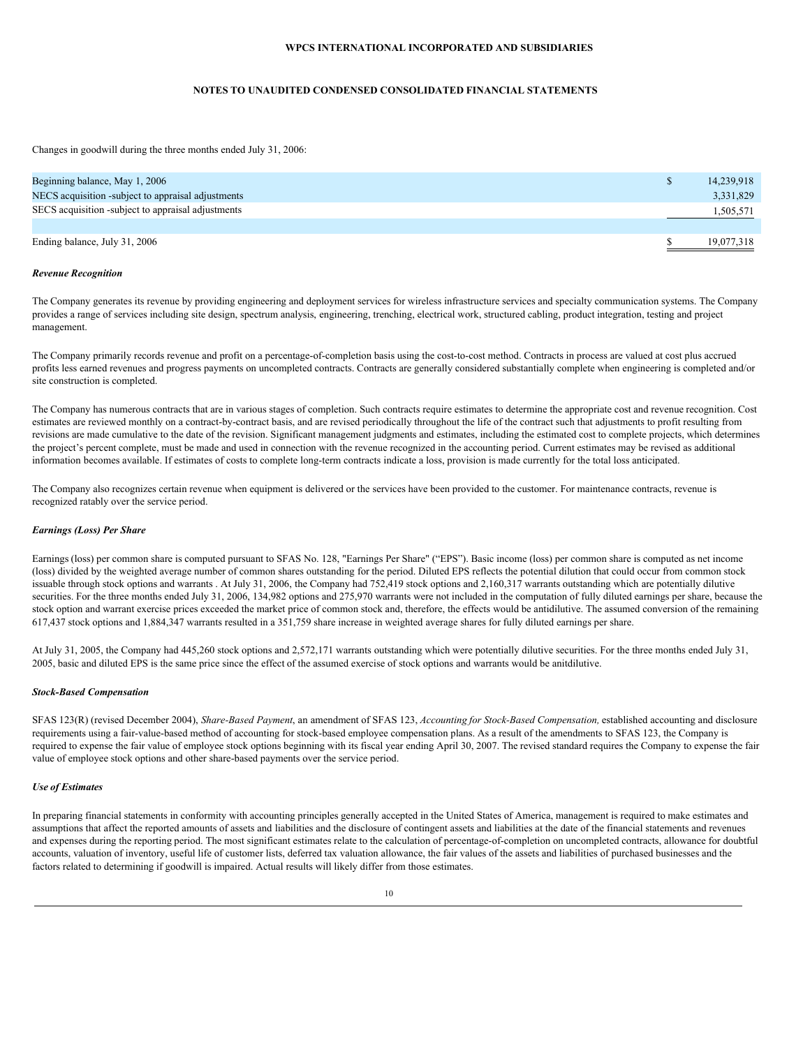**WPCS INTERNATIONAL INCORPORATED AND SUBSIDIARIES**

**NOTES TO UNAUDITED CONDENSED CONSOLIDATED FINANCIAL STATEMENTS**

Changes in goodwill during the three months ended July 31, 2006:

| | | |
|---|---|---|
| Beginning balance, May 1, 2006 | $ | 14,239,918 |
| NECS acquisition -subject to appraisal adjustments | | 3,331,829 |
| SECS acquisition -subject to appraisal adjustments | | 1,505,571 |
| | | |
| Ending balance, July 31, 2006 | $ | 19,077,318 |

***Revenue Recognition***

The Company generates its revenue by providing engineering and deployment services for wireless infrastructure services and specialty communication systems. The Company provides a range of services including site design, spectrum analysis, engineering, trenching, electrical work, structured cabling, product integration, testing and project management.

The Company primarily records revenue and profit on a percentage-of-completion basis using the cost-to-cost method. Contracts in process are valued at cost plus accrued profits less earned revenues and progress payments on uncompleted contracts. Contracts are generally considered substantially complete when engineering is completed and/or site construction is completed.

The Company has numerous contracts that are in various stages of completion. Such contracts require estimates to determine the appropriate cost and revenue recognition. Cost estimates are reviewed monthly on a contract-by-contract basis, and are revised periodically throughout the life of the contract such that adjustments to profit resulting from revisions are made cumulative to the date of the revision. Significant management judgments and estimates, including the estimated cost to complete projects, which determines the project's percent complete, must be made and used in connection with the revenue recognized in the accounting period. Current estimates may be revised as additional information becomes available. If estimates of costs to complete long-term contracts indicate a loss, provision is made currently for the total loss anticipated.

The Company also recognizes certain revenue when equipment is delivered or the services have been provided to the customer. For maintenance contracts, revenue is recognized ratably over the service period.

***Earnings (Loss) Per Share***

Earnings (loss) per common share is computed pursuant to SFAS No. 128, "Earnings Per Share" ("EPS"). Basic income (loss) per common share is computed as net income (loss) divided by the weighted average number of common shares outstanding for the period. Diluted EPS reflects the potential dilution that could occur from common stock issuable through stock options and warrants . At July 31, 2006, the Company had 752,419 stock options and 2,160,317 warrants outstanding which are potentially dilutive securities. For the three months ended July 31, 2006, 134,982 options and 275,970 warrants were not included in the computation of fully diluted earnings per share, because the stock option and warrant exercise prices exceeded the market price of common stock and, therefore, the effects would be antidilutive. The assumed conversion of the remaining 617,437 stock options and 1,884,347 warrants resulted in a 351,759 share increase in weighted average shares for fully diluted earnings per share.

At July 31, 2005, the Company had 445,260 stock options and 2,572,171 warrants outstanding which were potentially dilutive securities. For the three months ended July 31, 2005, basic and diluted EPS is the same price since the effect of the assumed exercise of stock options and warrants would be anitdilutive.

***Stock-Based Compensation***

SFAS 123(R) (revised December 2004), *Share-Based Payment*, an amendment of SFAS 123, *Accounting for Stock-Based Compensation,* established accounting and disclosure requirements using a fair-value-based method of accounting for stock-based employee compensation plans. As a result of the amendments to SFAS 123, the Company is required to expense the fair value of employee stock options beginning with its fiscal year ending April 30, 2007. The revised standard requires the Company to expense the fair value of employee stock options and other share-based payments over the service period.

***Use of Estimates***

In preparing financial statements in conformity with accounting principles generally accepted in the United States of America, management is required to make estimates and assumptions that affect the reported amounts of assets and liabilities and the disclosure of contingent assets and liabilities at the date of the financial statements and revenues and expenses during the reporting period. The most significant estimates relate to the calculation of percentage-of-completion on uncompleted contracts, allowance for doubtful accounts, valuation of inventory, useful life of customer lists, deferred tax valuation allowance, the fair values of the assets and liabilities of purchased businesses and the factors related to determining if goodwill is impaired. Actual results will likely differ from those estimates.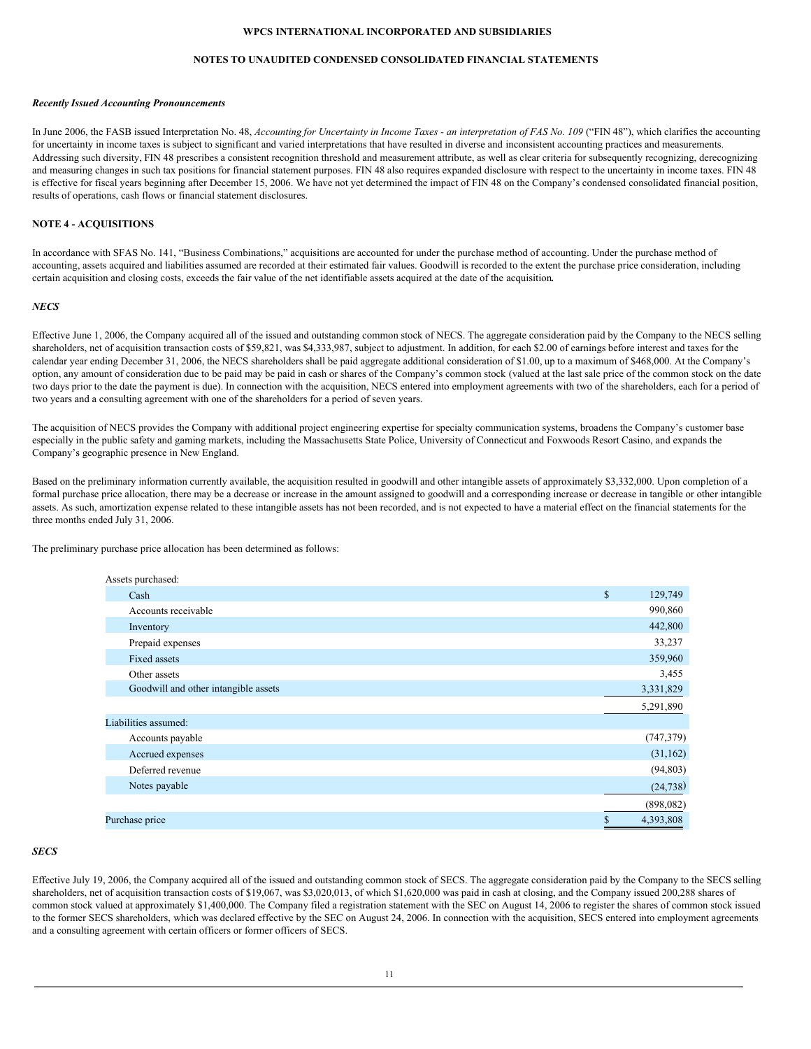**WPCS INTERNATIONAL INCORPORATED AND SUBSIDIARIES**

**NOTES TO UNAUDITED CONDENSED CONSOLIDATED FINANCIAL STATEMENTS**

***Recently Issued Accounting Pronouncements***

In June 2006, the FASB issued Interpretation No. 48, *Accounting for Uncertainty in Income Taxes - an interpretation of FAS No. 109* ("FIN 48"), which clarifies the accounting for uncertainty in income taxes is subject to significant and varied interpretations that have resulted in diverse and inconsistent accounting practices and measurements. Addressing such diversity, FIN 48 prescribes a consistent recognition threshold and measurement attribute, as well as clear criteria for subsequently recognizing, derecognizing and measuring changes in such tax positions for financial statement purposes. FIN 48 also requires expanded disclosure with respect to the uncertainty in income taxes. FIN 48 is effective for fiscal years beginning after December 15, 2006. We have not yet determined the impact of FIN 48 on the Company's condensed consolidated financial position, results of operations, cash flows or financial statement disclosures.

**NOTE 4 - ACQUISITIONS**

In accordance with SFAS No. 141, "Business Combinations," acquisitions are accounted for under the purchase method of accounting. Under the purchase method of accounting, assets acquired and liabilities assumed are recorded at their estimated fair values. Goodwill is recorded to the extent the purchase price consideration, including certain acquisition and closing costs, exceeds the fair value of the net identifiable assets acquired at the date of the acquisition**.**

***NECS***

Effective June 1, 2006, the Company acquired all of the issued and outstanding common stock of NECS. The aggregate consideration paid by the Company to the NECS selling shareholders, net of acquisition transaction costs of $59,821, was $4,333,987, subject to adjustment. In addition, for each $2.00 of earnings before interest and taxes for the calendar year ending December 31, 2006, the NECS shareholders shall be paid aggregate additional consideration of $1.00, up to a maximum of $468,000. At the Company's option, any amount of consideration due to be paid may be paid in cash or shares of the Company's common stock (valued at the last sale price of the common stock on the date two days prior to the date the payment is due). In connection with the acquisition, NECS entered into employment agreements with two of the shareholders, each for a period of two years and a consulting agreement with one of the shareholders for a period of seven years.

The acquisition of NECS provides the Company with additional project engineering expertise for specialty communication systems, broadens the Company's customer base especially in the public safety and gaming markets, including the Massachusetts State Police, University of Connecticut and Foxwoods Resort Casino, and expands the Company's geographic presence in New England.

Based on the preliminary information currently available, the acquisition resulted in goodwill and other intangible assets of approximately $3,332,000. Upon completion of a formal purchase price allocation, there may be a decrease or increase in the amount assigned to goodwill and a corresponding increase or decrease in tangible or other intangible assets. As such, amortization expense related to these intangible assets has not been recorded, and is not expected to have a material effect on the financial statements for the three months ended July 31, 2006.

The preliminary purchase price allocation has been determined as follows:

| | |
|---|---|
| Assets purchased: | |
| Cash | $ 129,749 |
| Accounts receivable | 990,860 |
| Inventory | 442,800 |
| Prepaid expenses | 33,237 |
| Fixed assets | 359,960 |
| Other assets | 3,455 |
| Goodwill and other intangible assets | 3,331,829 |
| | 5,291,890 |
| Liabilities assumed: | |
| Accounts payable | (747,379) |
| Accrued expenses | (31,162) |
| Deferred revenue | (94,803) |
| Notes payable | (24,738) |
| | (898,082) |
| Purchase price | $ 4,393,808 |

***SECS***

Effective July 19, 2006, the Company acquired all of the issued and outstanding common stock of SECS. The aggregate consideration paid by the Company to the SECS selling shareholders, net of acquisition transaction costs of $19,067, was $3,020,013, of which $1,620,000 was paid in cash at closing, and the Company issued 200,288 shares of common stock valued at approximately $1,400,000. The Company filed a registration statement with the SEC on August 14, 2006 to register the shares of common stock issued to the former SECS shareholders, which was declared effective by the SEC on August 24, 2006. In connection with the acquisition, SECS entered into employment agreements and a consulting agreement with certain officers or former officers of SECS.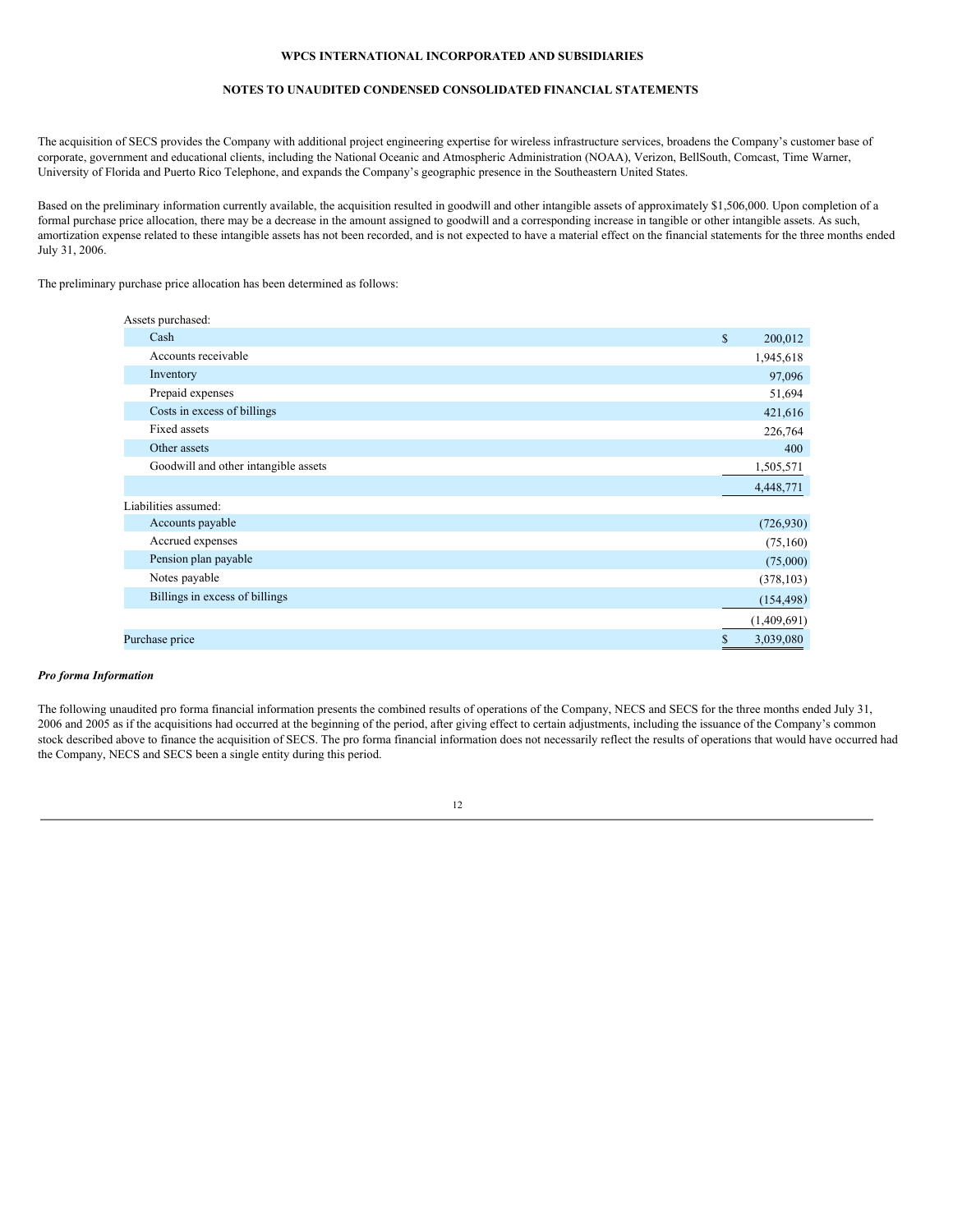# WPCS INTERNATIONAL INCORPORATED AND SUBSIDIARIES

## NOTES TO UNAUDITED CONDENSED CONSOLIDATED FINANCIAL STATEMENTS

The acquisition of SECS provides the Company with additional project engineering expertise for wireless infrastructure services, broadens the Company's customer base of corporate, government and educational clients, including the National Oceanic and Atmospheric Administration (NOAA), Verizon, BellSouth, Comcast, Time Warner, University of Florida and Puerto Rico Telephone, and expands the Company's geographic presence in the Southeastern United States.

Based on the preliminary information currently available, the acquisition resulted in goodwill and other intangible assets of approximately $1,506,000. Upon completion of a formal purchase price allocation, there may be a decrease in the amount assigned to goodwill and a corresponding increase in tangible or other intangible assets. As such, amortization expense related to these intangible assets has not been recorded, and is not expected to have a material effect on the financial statements for the three months ended July 31, 2006.

The preliminary purchase price allocation has been determined as follows:

| | |
|---|---|
| Assets purchased: | |
| Cash | $ 200,012 |
| Accounts receivable | 1,945,618 |
| Inventory | 97,096 |
| Prepaid expenses | 51,694 |
| Costs in excess of billings | 421,616 |
| Fixed assets | 226,764 |
| Other assets | 400 |
| Goodwill and other intangible assets | 1,505,571 |
| | 4,448,771 |
| Liabilities assumed: | |
| Accounts payable | (726,930) |
| Accrued expenses | (75,160) |
| Pension plan payable | (75,000) |
| Notes payable | (378,103) |
| Billings in excess of billings | (154,498) |
| | (1,409,691) |
| Purchase price | $ 3,039,080 |

***Pro forma Information***

The following unaudited pro forma financial information presents the combined results of operations of the Company, NECS and SECS for the three months ended July 31, 2006 and 2005 as if the acquisitions had occurred at the beginning of the period, after giving effect to certain adjustments, including the issuance of the Company's common stock described above to finance the acquisition of SECS. The pro forma financial information does not necessarily reflect the results of operations that would have occurred had the Company, NECS and SECS been a single entity during this period.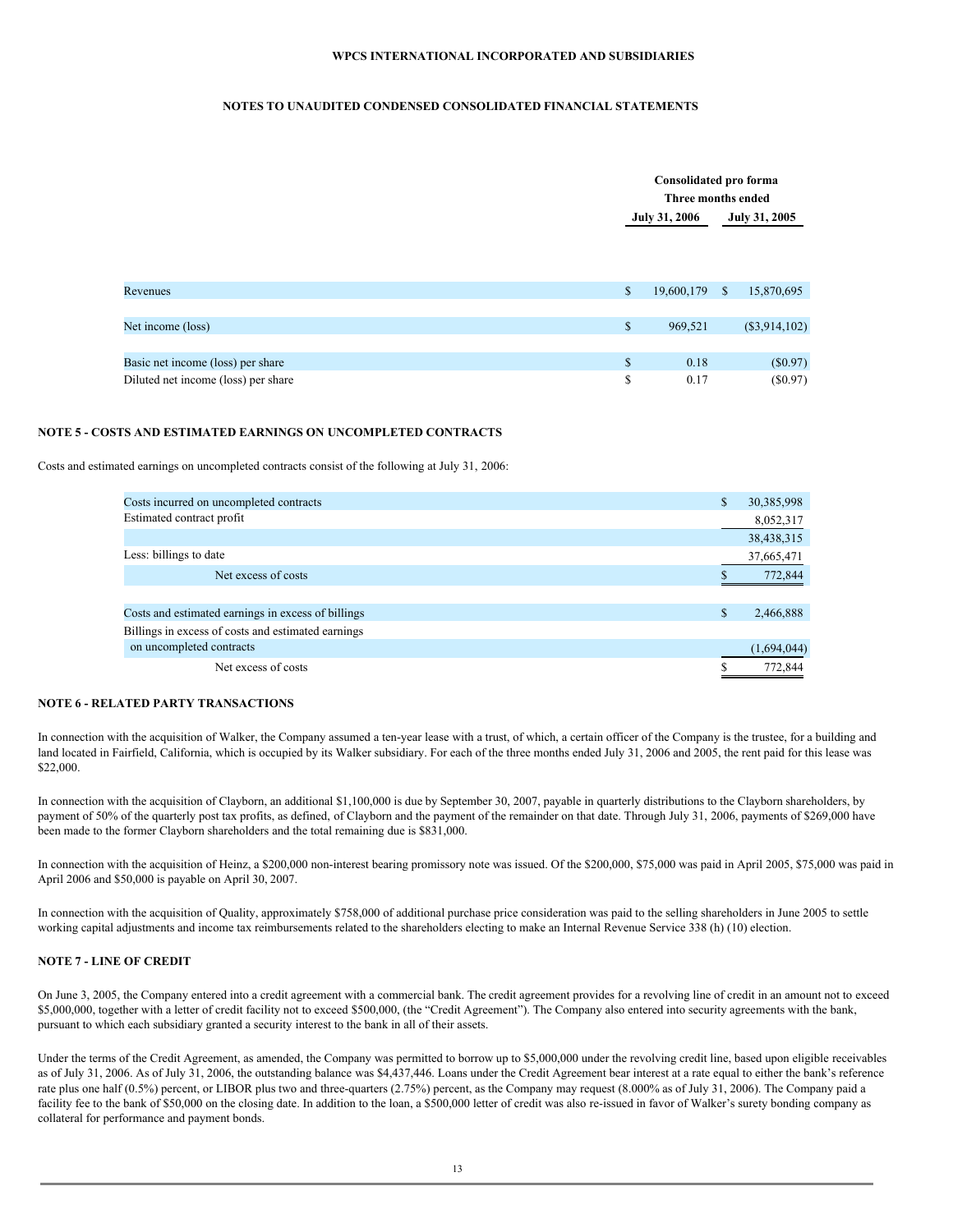WPCS INTERNATIONAL INCORPORATED AND SUBSIDIARIES

NOTES TO UNAUDITED CONDENSED CONSOLIDATED FINANCIAL STATEMENTS

| | Consolidated pro forma Three months ended | |
|---|---|---|
| | July 31, 2006 | July 31, 2005 |
| Revenues | $ 19,600,179 | $ 15,870,695 |
| Net income (loss) | $ 969,521 | ($3,914,102) |
| Basic net income (loss) per share | $ 0.18 | ($0.97) |
| Diluted net income (loss) per share | $ 0.17 | ($0.97) |

## NOTE 5 - COSTS AND ESTIMATED EARNINGS ON UNCOMPLETED CONTRACTS

Costs and estimated earnings on uncompleted contracts consist of the following at July 31, 2006:

| | |
|---|---|
| Costs incurred on uncompleted contracts | $ 30,385,998 |
| Estimated contract profit | 8,052,317 |
| | 38,438,315 |
| Less: billings to date | 37,665,471 |
| Net excess of costs | $ 772,844 |
| | |
| Costs and estimated earnings in excess of billings | $ 2,466,888 |
| Billings in excess of costs and estimated earnings on uncompleted contracts | (1,694,044) |
| Net excess of costs | $ 772,844 |

## NOTE 6 - RELATED PARTY TRANSACTIONS

In connection with the acquisition of Walker, the Company assumed a ten-year lease with a trust, of which, a certain officer of the Company is the trustee, for a building and land located in Fairfield, California, which is occupied by its Walker subsidiary. For each of the three months ended July 31, 2006 and 2005, the rent paid for this lease was $22,000.

In connection with the acquisition of Clayborn, an additional $1,100,000 is due by September 30, 2007, payable in quarterly distributions to the Clayborn shareholders, by payment of 50% of the quarterly post tax profits, as defined, of Clayborn and the payment of the remainder on that date. Through July 31, 2006, payments of $269,000 have been made to the former Clayborn shareholders and the total remaining due is $831,000.

In connection with the acquisition of Heinz, a $200,000 non-interest bearing promissory note was issued. Of the $200,000, $75,000 was paid in April 2005, $75,000 was paid in April 2006 and $50,000 is payable on April 30, 2007.

In connection with the acquisition of Quality, approximately $758,000 of additional purchase price consideration was paid to the selling shareholders in June 2005 to settle working capital adjustments and income tax reimbursements related to the shareholders electing to make an Internal Revenue Service 338 (h) (10) election.

## NOTE 7 - LINE OF CREDIT

On June 3, 2005, the Company entered into a credit agreement with a commercial bank. The credit agreement provides for a revolving line of credit in an amount not to exceed $5,000,000, together with a letter of credit facility not to exceed $500,000, (the "Credit Agreement"). The Company also entered into security agreements with the bank, pursuant to which each subsidiary granted a security interest to the bank in all of their assets.

Under the terms of the Credit Agreement, as amended, the Company was permitted to borrow up to $5,000,000 under the revolving credit line, based upon eligible receivables as of July 31, 2006. As of July 31, 2006, the outstanding balance was $4,437,446. Loans under the Credit Agreement bear interest at a rate equal to either the bank's reference rate plus one half (0.5%) percent, or LIBOR plus two and three-quarters (2.75%) percent, as the Company may request (8.000% as of July 31, 2006). The Company paid a facility fee to the bank of $50,000 on the closing date. In addition to the loan, a $500,000 letter of credit was also re-issued in favor of Walker's surety bonding company as collateral for performance and payment bonds.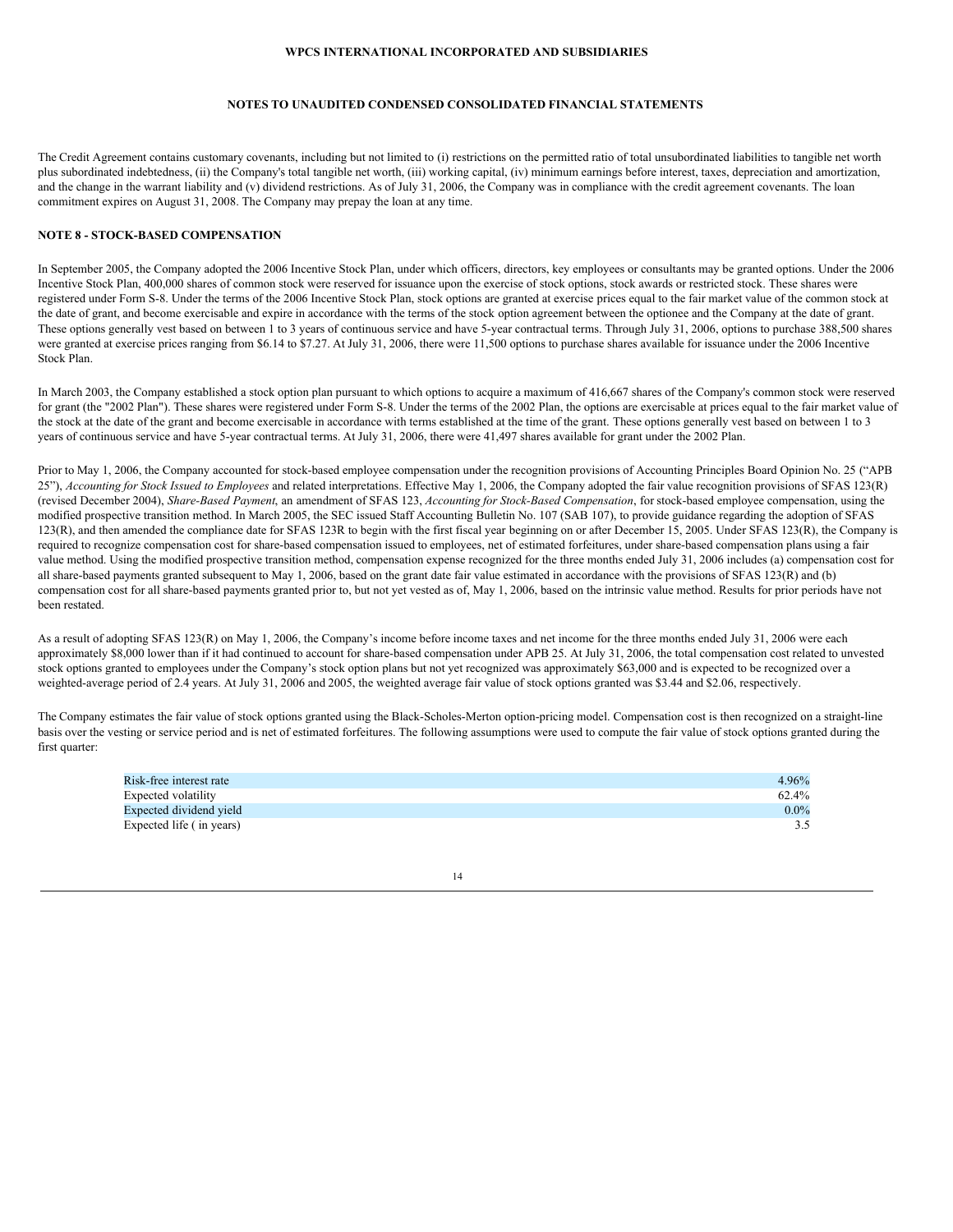The Credit Agreement contains customary covenants, including but not limited to (i) restrictions on the permitted ratio of total unsubordinated liabilities to tangible net worth plus subordinated indebtedness, (ii) the Company's total tangible net worth, (iii) working capital, (iv) minimum earnings before interest, taxes, depreciation and amortization, and the change in the warrant liability and (v) dividend restrictions. As of July 31, 2006, the Company was in compliance with the credit agreement covenants. The loan commitment expires on August 31, 2008. The Company may prepay the loan at any time.

## NOTE 8 - STOCK-BASED COMPENSATION

In September 2005, the Company adopted the 2006 Incentive Stock Plan, under which officers, directors, key employees or consultants may be granted options. Under the 2006 Incentive Stock Plan, 400,000 shares of common stock were reserved for issuance upon the exercise of stock options, stock awards or restricted stock. These shares were registered under Form S-8. Under the terms of the 2006 Incentive Stock Plan, stock options are granted at exercise prices equal to the fair market value of the common stock at the date of grant, and become exercisable and expire in accordance with the terms of the stock option agreement between the optionee and the Company at the date of grant. These options generally vest based on between 1 to 3 years of continuous service and have 5-year contractual terms. Through July 31, 2006, options to purchase 388,500 shares were granted at exercise prices ranging from $6.14 to $7.27. At July 31, 2006, there were 11,500 options to purchase shares available for issuance under the 2006 Incentive Stock Plan.

In March 2003, the Company established a stock option plan pursuant to which options to acquire a maximum of 416,667 shares of the Company's common stock were reserved for grant (the "2002 Plan"). These shares were registered under Form S-8. Under the terms of the 2002 Plan, the options are exercisable at prices equal to the fair market value of the stock at the date of the grant and become exercisable in accordance with terms established at the time of the grant. These options generally vest based on between 1 to 3 years of continuous service and have 5-year contractual terms. At July 31, 2006, there were 41,497 shares available for grant under the 2002 Plan.

Prior to May 1, 2006, the Company accounted for stock-based employee compensation under the recognition provisions of Accounting Principles Board Opinion No. 25 ("APB 25"), *Accounting for Stock Issued to Employees* and related interpretations. Effective May 1, 2006, the Company adopted the fair value recognition provisions of SFAS 123(R) (revised December 2004), *Share-Based Payment*, an amendment of SFAS 123, *Accounting for Stock-Based Compensation*, for stock-based employee compensation, using the modified prospective transition method. In March 2005, the SEC issued Staff Accounting Bulletin No. 107 (SAB 107), to provide guidance regarding the adoption of SFAS 123(R), and then amended the compliance date for SFAS 123R to begin with the first fiscal year beginning on or after December 15, 2005. Under SFAS 123(R), the Company is required to recognize compensation cost for share-based compensation issued to employees, net of estimated forfeitures, under share-based compensation plans using a fair value method. Using the modified prospective transition method, compensation expense recognized for the three months ended July 31, 2006 includes (a) compensation cost for all share-based payments granted subsequent to May 1, 2006, based on the grant date fair value estimated in accordance with the provisions of SFAS 123(R) and (b) compensation cost for all share-based payments granted prior to, but not yet vested as of, May 1, 2006, based on the intrinsic value method. Results for prior periods have not been restated.

As a result of adopting SFAS 123(R) on May 1, 2006, the Company's income before income taxes and net income for the three months ended July 31, 2006 were each approximately $8,000 lower than if it had continued to account for share-based compensation under APB 25. At July 31, 2006, the total compensation cost related to unvested stock options granted to employees under the Company's stock option plans but not yet recognized was approximately $63,000 and is expected to be recognized over a weighted-average period of 2.4 years. At July 31, 2006 and 2005, the weighted average fair value of stock options granted was $3.44 and $2.06, respectively.

The Company estimates the fair value of stock options granted using the Black-Scholes-Merton option-pricing model. Compensation cost is then recognized on a straight-line basis over the vesting or service period and is net of estimated forfeitures. The following assumptions were used to compute the fair value of stock options granted during the first quarter:

| | |
|---|---|
| Risk-free interest rate | 4.96% |
| Expected volatility | 62.4% |
| Expected dividend yield | 0.0% |
| Expected life ( in years) | 3.5 |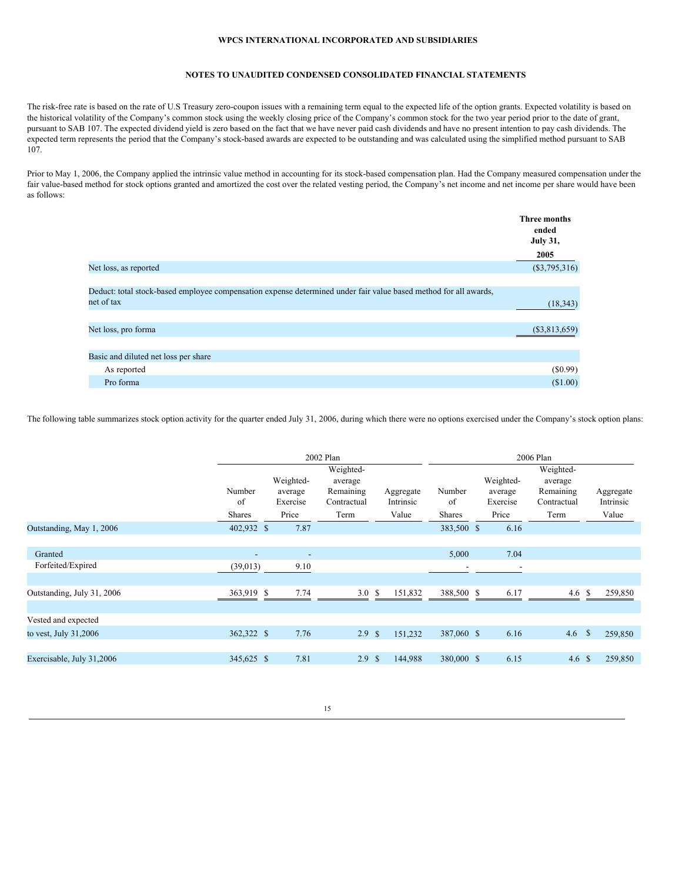**WPCS INTERNATIONAL INCORPORATED AND SUBSIDIARIES**

**NOTES TO UNAUDITED CONDENSED CONSOLIDATED FINANCIAL STATEMENTS**

The risk-free rate is based on the rate of U.S Treasury zero-coupon issues with a remaining term equal to the expected life of the option grants. Expected volatility is based on the historical volatility of the Company's common stock using the weekly closing price of the Company's common stock for the two year period prior to the date of grant, pursuant to SAB 107. The expected dividend yield is zero based on the fact that we have never paid cash dividends and have no present intention to pay cash dividends. The expected term represents the period that the Company's stock-based awards are expected to be outstanding and was calculated using the simplified method pursuant to SAB 107.

Prior to May 1, 2006, the Company applied the intrinsic value method in accounting for its stock-based compensation plan. Had the Company measured compensation under the fair value-based method for stock options granted and amortized the cost over the related vesting period, the Company's net income and net income per share would have been as follows:

| | Three months ended July 31, 2005 |
|---|---|
| Net loss, as reported | ($3,795,316) |
| Deduct: total stock-based employee compensation expense determined under fair value based method for all awards, net of tax | (18,343) |
| Net loss, pro forma | ($3,813,659) |
| Basic and diluted net loss per share | |
| As reported | ($0.99) |
| Pro forma | ($1.00) |

The following table summarizes stock option activity for the quarter ended July 31, 2006, during which there were no options exercised under the Company's stock option plans:

| | 2002 Plan | | | | 2006 Plan | | | |
|---|---|---|---|---|---|---|---|---|
| | Number of Shares | Weighted-average Exercise Price | Weighted-average Remaining Contractual Term | Aggregate Intrinsic Value | Number of Shares | Weighted-average Exercise Price | Weighted-average Remaining Contractual Term | Aggregate Intrinsic Value |
| Outstanding, May 1, 2006 | 402,932 | $ 7.87 | | | 383,500 | $ 6.16 | | |
| Granted | - | - | | | 5,000 | 7.04 | | |
| Forfeited/Expired | (39,013) | 9.10 | | | - | - | | |
| Outstanding, July 31, 2006 | 363,919 | $ 7.74 | 3.0 | $ 151,832 | 388,500 | $ 6.17 | 4.6 | $ 259,850 |
| Vested and expected to vest, July 31,2006 | 362,322 | $ 7.76 | 2.9 | $ 151,232 | 387,060 | $ 6.16 | 4.6 | $ 259,850 |
| Exercisable, July 31,2006 | 345,625 | $ 7.81 | 2.9 | $ 144,988 | 380,000 | $ 6.15 | 4.6 | $ 259,850 |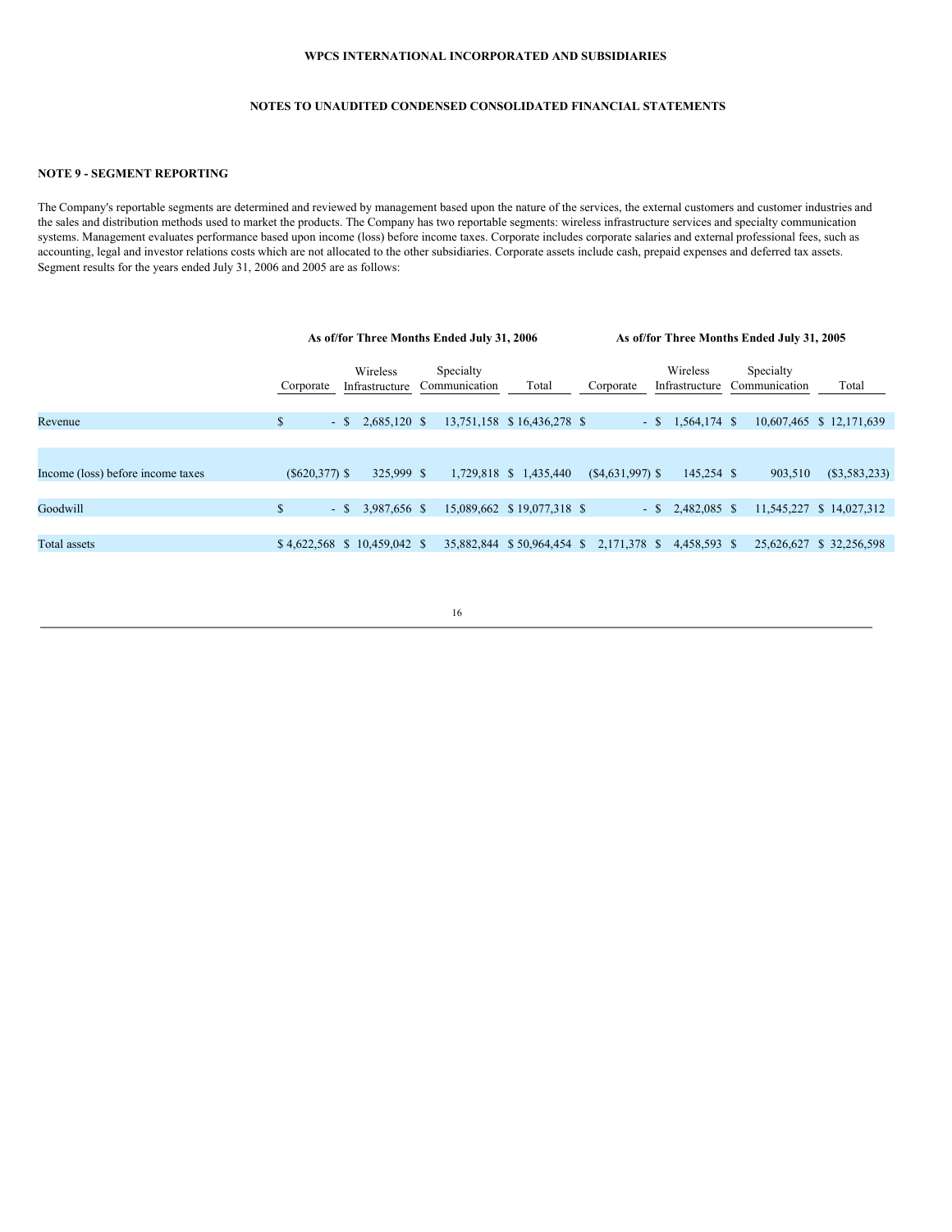WPCS INTERNATIONAL INCORPORATED AND SUBSIDIARIES

NOTES TO UNAUDITED CONDENSED CONSOLIDATED FINANCIAL STATEMENTS

**NOTE 9 - SEGMENT REPORTING**

The Company's reportable segments are determined and reviewed by management based upon the nature of the services, the external customers and customer industries and the sales and distribution methods used to market the products. The Company has two reportable segments: wireless infrastructure services and specialty communication systems. Management evaluates performance based upon income (loss) before income taxes. Corporate includes corporate salaries and external professional fees, such as accounting, legal and investor relations costs which are not allocated to the other subsidiaries. Corporate assets include cash, prepaid expenses and deferred tax assets. Segment results for the years ended July 31, 2006 and 2005 are as follows:

| | As of/for Three Months Ended July 31, 2006 | | | | As of/for Three Months Ended July 31, 2005 | | | |
|---|---|---|---|---|---|---|---|---|
| | Corporate | Wireless Infrastructure | Specialty Communication | Total | Corporate | Wireless Infrastructure | Specialty Communication | Total |
| Revenue | $ - | $ 2,685,120 | $ 13,751,158 | $ 16,436,278 | $ - | $ 1,564,174 | $ 10,607,465 | $ 12,171,639 |
| Income (loss) before income taxes | ($620,377) | $ 325,999 | $ 1,729,818 | $ 1,435,440 | ($4,631,997) | $ 145,254 | $ 903,510 | ($3,583,233) |
| Goodwill | $ - | $ 3,987,656 | $ 15,089,662 | $ 19,077,318 | $ - | $ 2,482,085 | $ 11,545,227 | $ 14,027,312 |
| Total assets | $ 4,622,568 | $ 10,459,042 | $ 35,882,844 | $ 50,964,454 | $ 2,171,378 | $ 4,458,593 | $ 25,626,627 | $ 32,256,598 |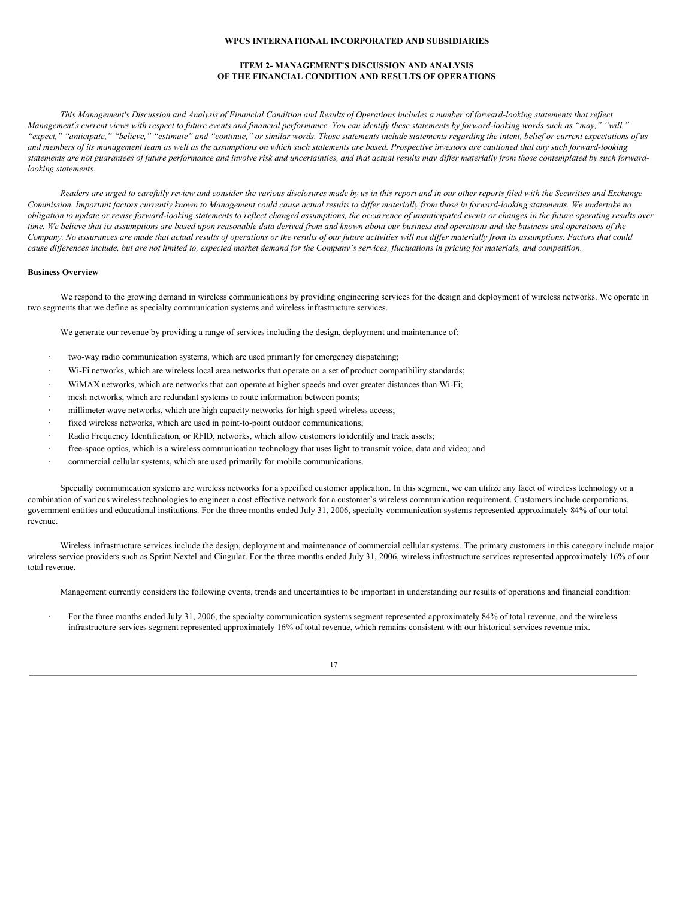**WPCS INTERNATIONAL INCORPORATED AND SUBSIDIARIES**

**ITEM 2- MANAGEMENT'S DISCUSSION AND ANALYSIS OF THE FINANCIAL CONDITION AND RESULTS OF OPERATIONS**

*This Management's Discussion and Analysis of Financial Condition and Results of Operations includes a number of forward-looking statements that reflect Management's current views with respect to future events and financial performance. You can identify these statements by forward-looking words such as "may," "will," "expect," "anticipate," "believe," "estimate" and "continue," or similar words. Those statements include statements regarding the intent, belief or current expectations of us and members of its management team as well as the assumptions on which such statements are based. Prospective investors are cautioned that any such forward-looking statements are not guarantees of future performance and involve risk and uncertainties, and that actual results may differ materially from those contemplated by such forward-looking statements.*

*Readers are urged to carefully review and consider the various disclosures made by us in this report and in our other reports filed with the Securities and Exchange Commission. Important factors currently known to Management could cause actual results to differ materially from those in forward-looking statements. We undertake no obligation to update or revise forward-looking statements to reflect changed assumptions, the occurrence of unanticipated events or changes in the future operating results over time. We believe that its assumptions are based upon reasonable data derived from and known about our business and operations and the business and operations of the Company. No assurances are made that actual results of operations or the results of our future activities will not differ materially from its assumptions. Factors that could cause differences include, but are not limited to, expected market demand for the Company's services, fluctuations in pricing for materials, and competition.*

**Business Overview**

We respond to the growing demand in wireless communications by providing engineering services for the design and deployment of wireless networks. We operate in two segments that we define as specialty communication systems and wireless infrastructure services.

We generate our revenue by providing a range of services including the design, deployment and maintenance of:

- two-way radio communication systems, which are used primarily for emergency dispatching;
- Wi-Fi networks, which are wireless local area networks that operate on a set of product compatibility standards;
- WiMAX networks, which are networks that can operate at higher speeds and over greater distances than Wi-Fi;
- mesh networks, which are redundant systems to route information between points;
- millimeter wave networks, which are high capacity networks for high speed wireless access;
- fixed wireless networks, which are used in point-to-point outdoor communications;
- Radio Frequency Identification, or RFID, networks, which allow customers to identify and track assets;
- free-space optics, which is a wireless communication technology that uses light to transmit voice, data and video; and
- commercial cellular systems, which are used primarily for mobile communications.

Specialty communication systems are wireless networks for a specified customer application. In this segment, we can utilize any facet of wireless technology or a combination of various wireless technologies to engineer a cost effective network for a customer's wireless communication requirement. Customers include corporations, government entities and educational institutions. For the three months ended July 31, 2006, specialty communication systems represented approximately 84% of our total revenue.

Wireless infrastructure services include the design, deployment and maintenance of commercial cellular systems. The primary customers in this category include major wireless service providers such as Sprint Nextel and Cingular. For the three months ended July 31, 2006, wireless infrastructure services represented approximately 16% of our total revenue.

Management currently considers the following events, trends and uncertainties to be important in understanding our results of operations and financial condition:

- For the three months ended July 31, 2006, the specialty communication systems segment represented approximately 84% of total revenue, and the wireless infrastructure services segment represented approximately 16% of total revenue, which remains consistent with our historical services revenue mix.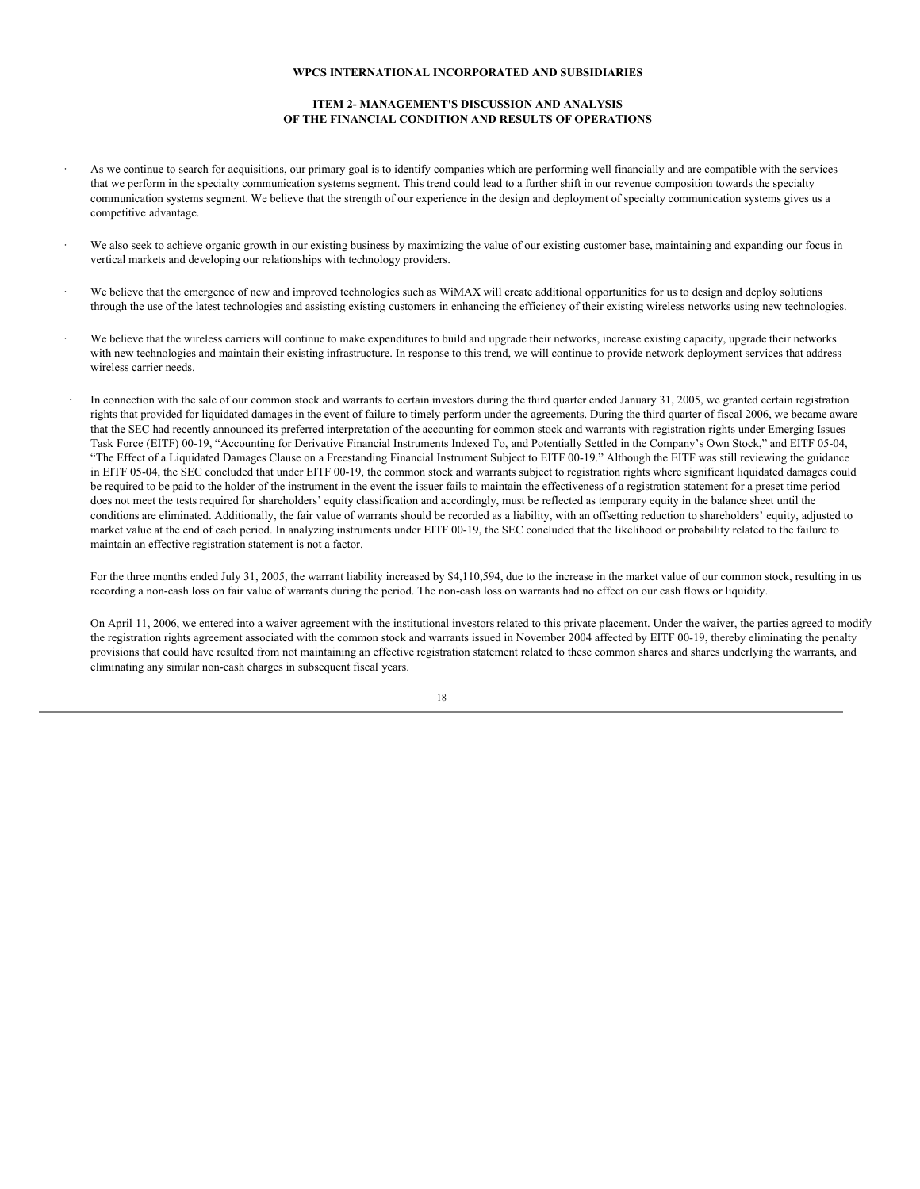**WPCS INTERNATIONAL INCORPORATED AND SUBSIDIARIES**

**ITEM 2- MANAGEMENT'S DISCUSSION AND ANALYSIS OF THE FINANCIAL CONDITION AND RESULTS OF OPERATIONS**

- As we continue to search for acquisitions, our primary goal is to identify companies which are performing well financially and are compatible with the services that we perform in the specialty communication systems segment. This trend could lead to a further shift in our revenue composition towards the specialty communication systems segment. We believe that the strength of our experience in the design and deployment of specialty communication systems gives us a competitive advantage.

- We also seek to achieve organic growth in our existing business by maximizing the value of our existing customer base, maintaining and expanding our focus in vertical markets and developing our relationships with technology providers.

- We believe that the emergence of new and improved technologies such as WiMAX will create additional opportunities for us to design and deploy solutions through the use of the latest technologies and assisting existing customers in enhancing the efficiency of their existing wireless networks using new technologies.

- We believe that the wireless carriers will continue to make expenditures to build and upgrade their networks, increase existing capacity, upgrade their networks with new technologies and maintain their existing infrastructure. In response to this trend, we will continue to provide network deployment services that address wireless carrier needs.

- In connection with the sale of our common stock and warrants to certain investors during the third quarter ended January 31, 2005, we granted certain registration rights that provided for liquidated damages in the event of failure to timely perform under the agreements. During the third quarter of fiscal 2006, we became aware that the SEC had recently announced its preferred interpretation of the accounting for common stock and warrants with registration rights under Emerging Issues Task Force (EITF) 00-19, "Accounting for Derivative Financial Instruments Indexed To, and Potentially Settled in the Company's Own Stock," and EITF 05-04, "The Effect of a Liquidated Damages Clause on a Freestanding Financial Instrument Subject to EITF 00-19." Although the EITF was still reviewing the guidance in EITF 05-04, the SEC concluded that under EITF 00-19, the common stock and warrants subject to registration rights where significant liquidated damages could be required to be paid to the holder of the instrument in the event the issuer fails to maintain the effectiveness of a registration statement for a preset time period does not meet the tests required for shareholders' equity classification and accordingly, must be reflected as temporary equity in the balance sheet until the conditions are eliminated. Additionally, the fair value of warrants should be recorded as a liability, with an offsetting reduction to shareholders' equity, adjusted to market value at the end of each period. In analyzing instruments under EITF 00-19, the SEC concluded that the likelihood or probability related to the failure to maintain an effective registration statement is not a factor.

  For the three months ended July 31, 2005, the warrant liability increased by $4,110,594, due to the increase in the market value of our common stock, resulting in us recording a non-cash loss on fair value of warrants during the period. The non-cash loss on warrants had no effect on our cash flows or liquidity.

  On April 11, 2006, we entered into a waiver agreement with the institutional investors related to this private placement. Under the waiver, the parties agreed to modify the registration rights agreement associated with the common stock and warrants issued in November 2004 affected by EITF 00-19, thereby eliminating the penalty provisions that could have resulted from not maintaining an effective registration statement related to these common shares and shares underlying the warrants, and eliminating any similar non-cash charges in subsequent fiscal years.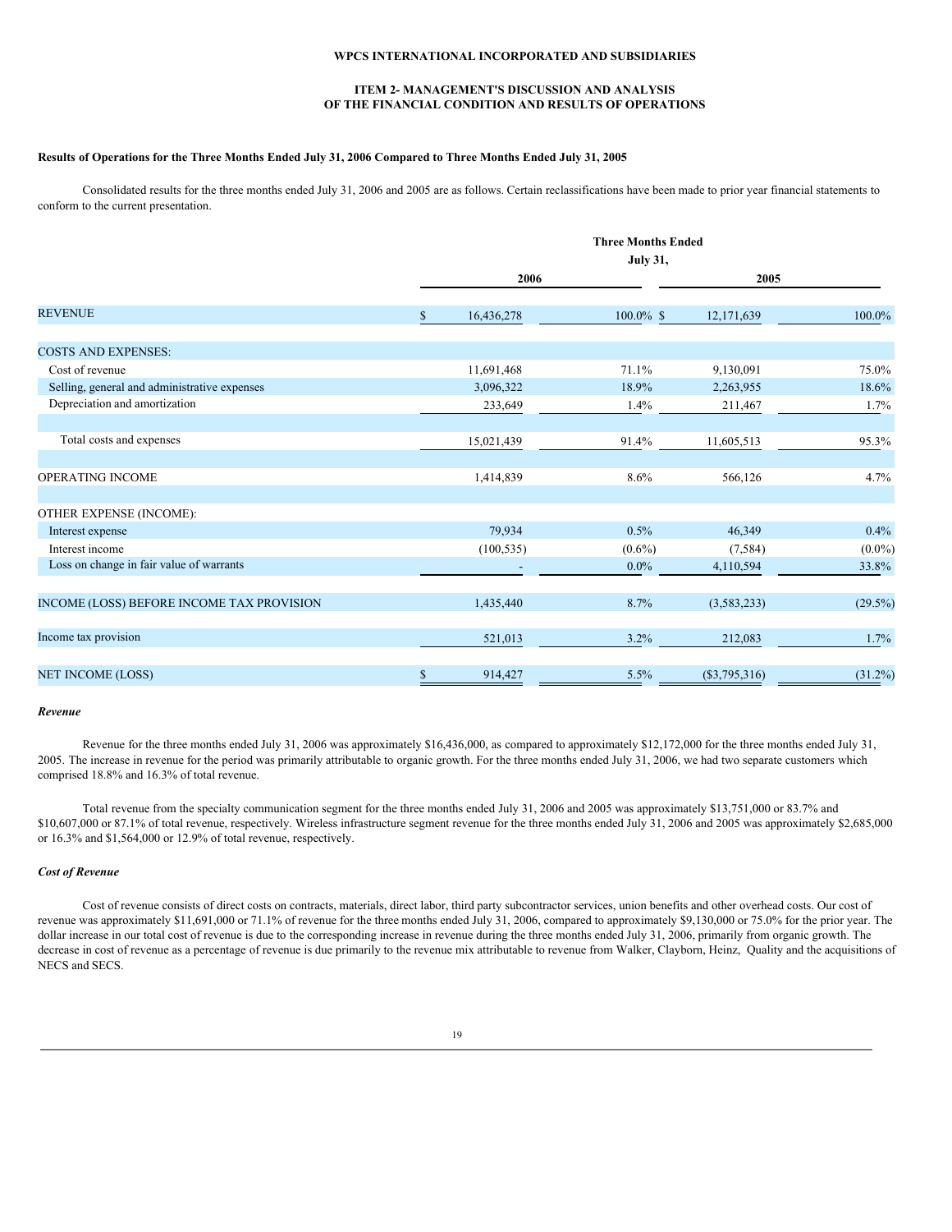**WPCS INTERNATIONAL INCORPORATED AND SUBSIDIARIES**

**ITEM 2- MANAGEMENT'S DISCUSSION AND ANALYSIS  
OF THE FINANCIAL CONDITION AND RESULTS OF OPERATIONS**

**Results of Operations for the Three Months Ended July 31, 2006 Compared to Three Months Ended July 31, 2005**

Consolidated results for the three months ended July 31, 2006 and 2005 are as follows. Certain reclassifications have been made to prior year financial statements to conform to the current presentation.

| | Three Months Ended July 31, | | | |
|---|---|---|---|---|
| | 2006 | | 2005 | |
| REVENUE | $ 16,436,278 | 100.0% | $ 12,171,639 | 100.0% |
| COSTS AND EXPENSES: | | | | |
| Cost of revenue | 11,691,468 | 71.1% | 9,130,091 | 75.0% |
| Selling, general and administrative expenses | 3,096,322 | 18.9% | 2,263,955 | 18.6% |
| Depreciation and amortization | 233,649 | 1.4% | 211,467 | 1.7% |
| Total costs and expenses | 15,021,439 | 91.4% | 11,605,513 | 95.3% |
| OPERATING INCOME | 1,414,839 | 8.6% | 566,126 | 4.7% |
| OTHER EXPENSE (INCOME): | | | | |
| Interest expense | 79,934 | 0.5% | 46,349 | 0.4% |
| Interest income | (100,535) | (0.6%) | (7,584) | (0.0%) |
| Loss on change in fair value of warrants | - | 0.0% | 4,110,594 | 33.8% |
| INCOME (LOSS) BEFORE INCOME TAX PROVISION | 1,435,440 | 8.7% | (3,583,233) | (29.5%) |
| Income tax provision | 521,013 | 3.2% | 212,083 | 1.7% |
| NET INCOME (LOSS) | $ 914,427 | 5.5% | ($3,795,316) | (31.2%) |

***Revenue***

Revenue for the three months ended July 31, 2006 was approximately $16,436,000, as compared to approximately $12,172,000 for the three months ended July 31, 2005. The increase in revenue for the period was primarily attributable to organic growth. For the three months ended July 31, 2006, we had two separate customers which comprised 18.8% and 16.3% of total revenue.

Total revenue from the specialty communication segment for the three months ended July 31, 2006 and 2005 was approximately $13,751,000 or 83.7% and $10,607,000 or 87.1% of total revenue, respectively. Wireless infrastructure segment revenue for the three months ended July 31, 2006 and 2005 was approximately $2,685,000 or 16.3% and $1,564,000 or 12.9% of total revenue, respectively.

***Cost of Revenue***

Cost of revenue consists of direct costs on contracts, materials, direct labor, third party subcontractor services, union benefits and other overhead costs. Our cost of revenue was approximately $11,691,000 or 71.1% of revenue for the three months ended July 31, 2006, compared to approximately $9,130,000 or 75.0% for the prior year. The dollar increase in our total cost of revenue is due to the corresponding increase in revenue during the three months ended July 31, 2006, primarily from organic growth. The decrease in cost of revenue as a percentage of revenue is due primarily to the revenue mix attributable to revenue from Walker, Clayborn, Heinz, Quality and the acquisitions of NECS and SECS.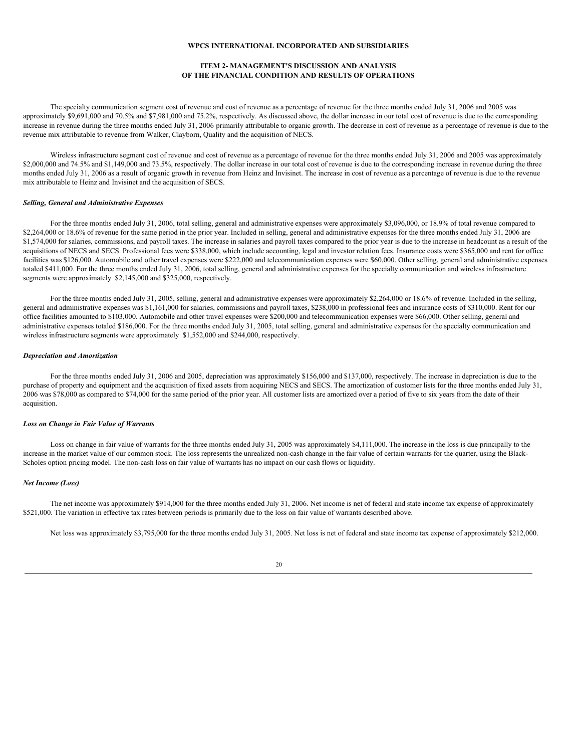The specialty communication segment cost of revenue and cost of revenue as a percentage of revenue for the three months ended July 31, 2006 and 2005 was approximately $9,691,000 and 70.5% and $7,981,000 and 75.2%, respectively. As discussed above, the dollar increase in our total cost of revenue is due to the corresponding increase in revenue during the three months ended July 31, 2006 primarily attributable to organic growth. The decrease in cost of revenue as a percentage of revenue is due to the revenue mix attributable to revenue from Walker, Clayborn, Quality and the acquisition of NECS.

Wireless infrastructure segment cost of revenue and cost of revenue as a percentage of revenue for the three months ended July 31, 2006 and 2005 was approximately $2,000,000 and 74.5% and $1,149,000 and 73.5%, respectively. The dollar increase in our total cost of revenue is due to the corresponding increase in revenue during the three months ended July 31, 2006 as a result of organic growth in revenue from Heinz and Invisinet. The increase in cost of revenue as a percentage of revenue is due to the revenue mix attributable to Heinz and Invisinet and the acquisition of SECS.

***Selling, General and Administrative Expenses***

For the three months ended July 31, 2006, total selling, general and administrative expenses were approximately $3,096,000, or 18.9% of total revenue compared to $2,264,000 or 18.6% of revenue for the same period in the prior year. Included in selling, general and administrative expenses for the three months ended July 31, 2006 are $1,574,000 for salaries, commissions, and payroll taxes. The increase in salaries and payroll taxes compared to the prior year is due to the increase in headcount as a result of the acquisitions of NECS and SECS. Professional fees were $338,000, which include accounting, legal and investor relation fees. Insurance costs were $365,000 and rent for office facilities was $126,000. Automobile and other travel expenses were $222,000 and telecommunication expenses were $60,000. Other selling, general and administrative expenses totaled $411,000. For the three months ended July 31, 2006, total selling, general and administrative expenses for the specialty communication and wireless infrastructure segments were approximately $2,145,000 and $325,000, respectively.

For the three months ended July 31, 2005, selling, general and administrative expenses were approximately $2,264,000 or 18.6% of revenue. Included in the selling, general and administrative expenses was $1,161,000 for salaries, commissions and payroll taxes, $238,000 in professional fees and insurance costs of $310,000. Rent for our office facilities amounted to $103,000. Automobile and other travel expenses were $200,000 and telecommunication expenses were $66,000. Other selling, general and administrative expenses totaled $186,000. For the three months ended July 31, 2005, total selling, general and administrative expenses for the specialty communication and wireless infrastructure segments were approximately $1,552,000 and $244,000, respectively.

***Depreciation and Amortization***

For the three months ended July 31, 2006 and 2005, depreciation was approximately $156,000 and $137,000, respectively. The increase in depreciation is due to the purchase of property and equipment and the acquisition of fixed assets from acquiring NECS and SECS. The amortization of customer lists for the three months ended July 31, 2006 was $78,000 as compared to $74,000 for the same period of the prior year. All customer lists are amortized over a period of five to six years from the date of their acquisition.

***Loss on Change in Fair Value of Warrants***

Loss on change in fair value of warrants for the three months ended July 31, 2005 was approximately $4,111,000. The increase in the loss is due principally to the increase in the market value of our common stock. The loss represents the unrealized non-cash change in the fair value of certain warrants for the quarter, using the Black-Scholes option pricing model. The non-cash loss on fair value of warrants has no impact on our cash flows or liquidity.

***Net Income (Loss)***

The net income was approximately $914,000 for the three months ended July 31, 2006. Net income is net of federal and state income tax expense of approximately $521,000. The variation in effective tax rates between periods is primarily due to the loss on fair value of warrants described above.

Net loss was approximately $3,795,000 for the three months ended July 31, 2005. Net loss is net of federal and state income tax expense of approximately $212,000.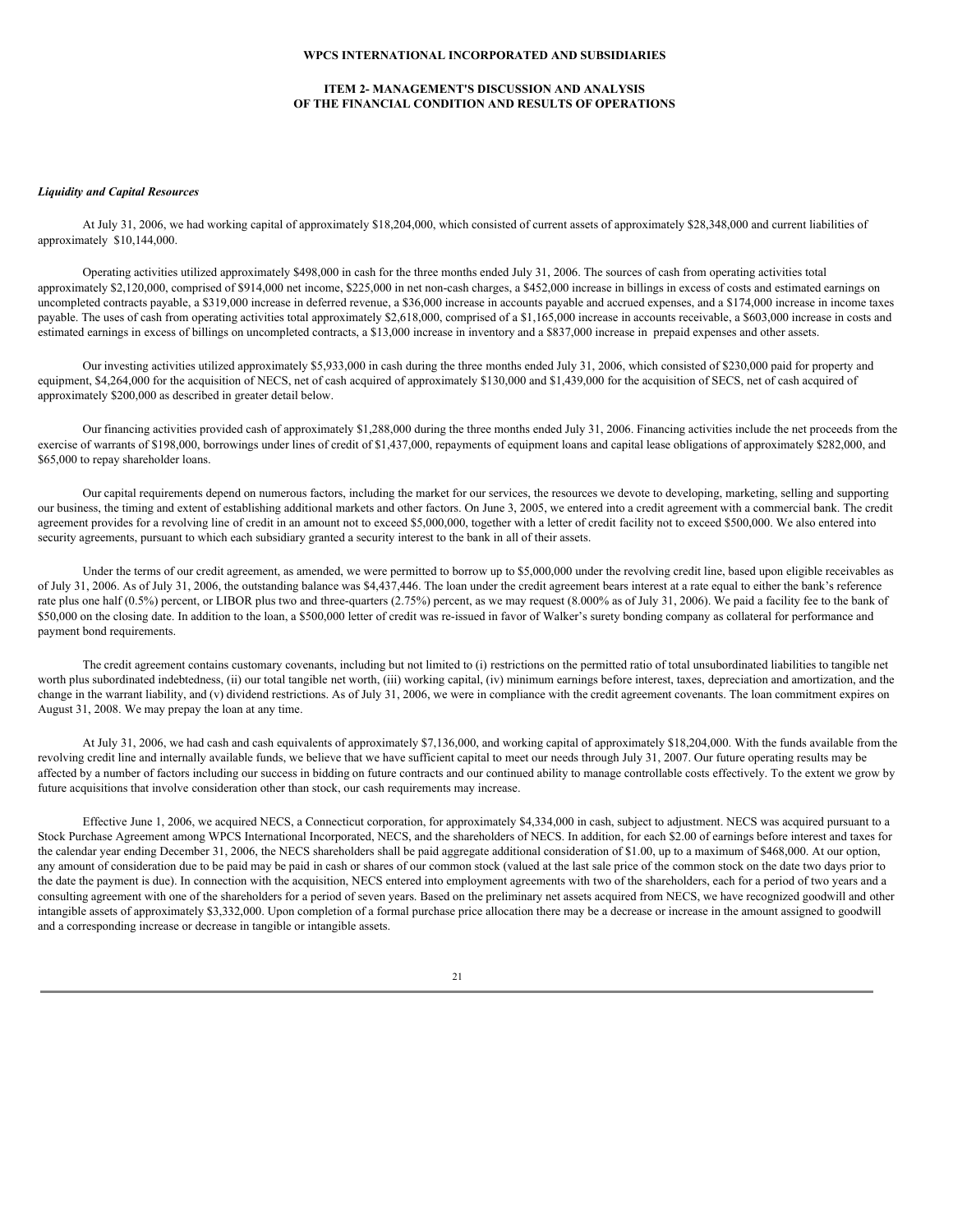*Liquidity and Capital Resources*

At July 31, 2006, we had working capital of approximately $18,204,000, which consisted of current assets of approximately $28,348,000 and current liabilities of approximately $10,144,000.

Operating activities utilized approximately $498,000 in cash for the three months ended July 31, 2006. The sources of cash from operating activities total approximately $2,120,000, comprised of $914,000 net income, $225,000 in net non-cash charges, a $452,000 increase in billings in excess of costs and estimated earnings on uncompleted contracts payable, a $319,000 increase in deferred revenue, a $36,000 increase in accounts payable and accrued expenses, and a $174,000 increase in income taxes payable. The uses of cash from operating activities total approximately $2,618,000, comprised of a $1,165,000 increase in accounts receivable, a $603,000 increase in costs and estimated earnings in excess of billings on uncompleted contracts, a $13,000 increase in inventory and a $837,000 increase in prepaid expenses and other assets.

Our investing activities utilized approximately $5,933,000 in cash during the three months ended July 31, 2006, which consisted of $230,000 paid for property and equipment, $4,264,000 for the acquisition of NECS, net of cash acquired of approximately $130,000 and $1,439,000 for the acquisition of SECS, net of cash acquired of approximately $200,000 as described in greater detail below.

Our financing activities provided cash of approximately $1,288,000 during the three months ended July 31, 2006. Financing activities include the net proceeds from the exercise of warrants of $198,000, borrowings under lines of credit of $1,437,000, repayments of equipment loans and capital lease obligations of approximately $282,000, and $65,000 to repay shareholder loans.

Our capital requirements depend on numerous factors, including the market for our services, the resources we devote to developing, marketing, selling and supporting our business, the timing and extent of establishing additional markets and other factors. On June 3, 2005, we entered into a credit agreement with a commercial bank. The credit agreement provides for a revolving line of credit in an amount not to exceed $5,000,000, together with a letter of credit facility not to exceed $500,000. We also entered into security agreements, pursuant to which each subsidiary granted a security interest to the bank in all of their assets.

Under the terms of our credit agreement, as amended, we were permitted to borrow up to $5,000,000 under the revolving credit line, based upon eligible receivables as of July 31, 2006. As of July 31, 2006, the outstanding balance was $4,437,446. The loan under the credit agreement bears interest at a rate equal to either the bank's reference rate plus one half (0.5%) percent, or LIBOR plus two and three-quarters (2.75%) percent, as we may request (8.000% as of July 31, 2006). We paid a facility fee to the bank of $50,000 on the closing date. In addition to the loan, a $500,000 letter of credit was re-issued in favor of Walker's surety bonding company as collateral for performance and payment bond requirements.

The credit agreement contains customary covenants, including but not limited to (i) restrictions on the permitted ratio of total unsubordinated liabilities to tangible net worth plus subordinated indebtedness, (ii) our total tangible net worth, (iii) working capital, (iv) minimum earnings before interest, taxes, depreciation and amortization, and the change in the warrant liability, and (v) dividend restrictions. As of July 31, 2006, we were in compliance with the credit agreement covenants. The loan commitment expires on August 31, 2008. We may prepay the loan at any time.

At July 31, 2006, we had cash and cash equivalents of approximately $7,136,000, and working capital of approximately $18,204,000. With the funds available from the revolving credit line and internally available funds, we believe that we have sufficient capital to meet our needs through July 31, 2007. Our future operating results may be affected by a number of factors including our success in bidding on future contracts and our continued ability to manage controllable costs effectively. To the extent we grow by future acquisitions that involve consideration other than stock, our cash requirements may increase.

Effective June 1, 2006, we acquired NECS, a Connecticut corporation, for approximately $4,334,000 in cash, subject to adjustment. NECS was acquired pursuant to a Stock Purchase Agreement among WPCS International Incorporated, NECS, and the shareholders of NECS. In addition, for each $2.00 of earnings before interest and taxes for the calendar year ending December 31, 2006, the NECS shareholders shall be paid aggregate additional consideration of $1.00, up to a maximum of $468,000. At our option, any amount of consideration due to be paid may be paid in cash or shares of our common stock (valued at the last sale price of the common stock on the date two days prior to the date the payment is due). In connection with the acquisition, NECS entered into employment agreements with two of the shareholders, each for a period of two years and a consulting agreement with one of the shareholders for a period of seven years. Based on the preliminary net assets acquired from NECS, we have recognized goodwill and other intangible assets of approximately $3,332,000. Upon completion of a formal purchase price allocation there may be a decrease or increase in the amount assigned to goodwill and a corresponding increase or decrease in tangible or intangible assets.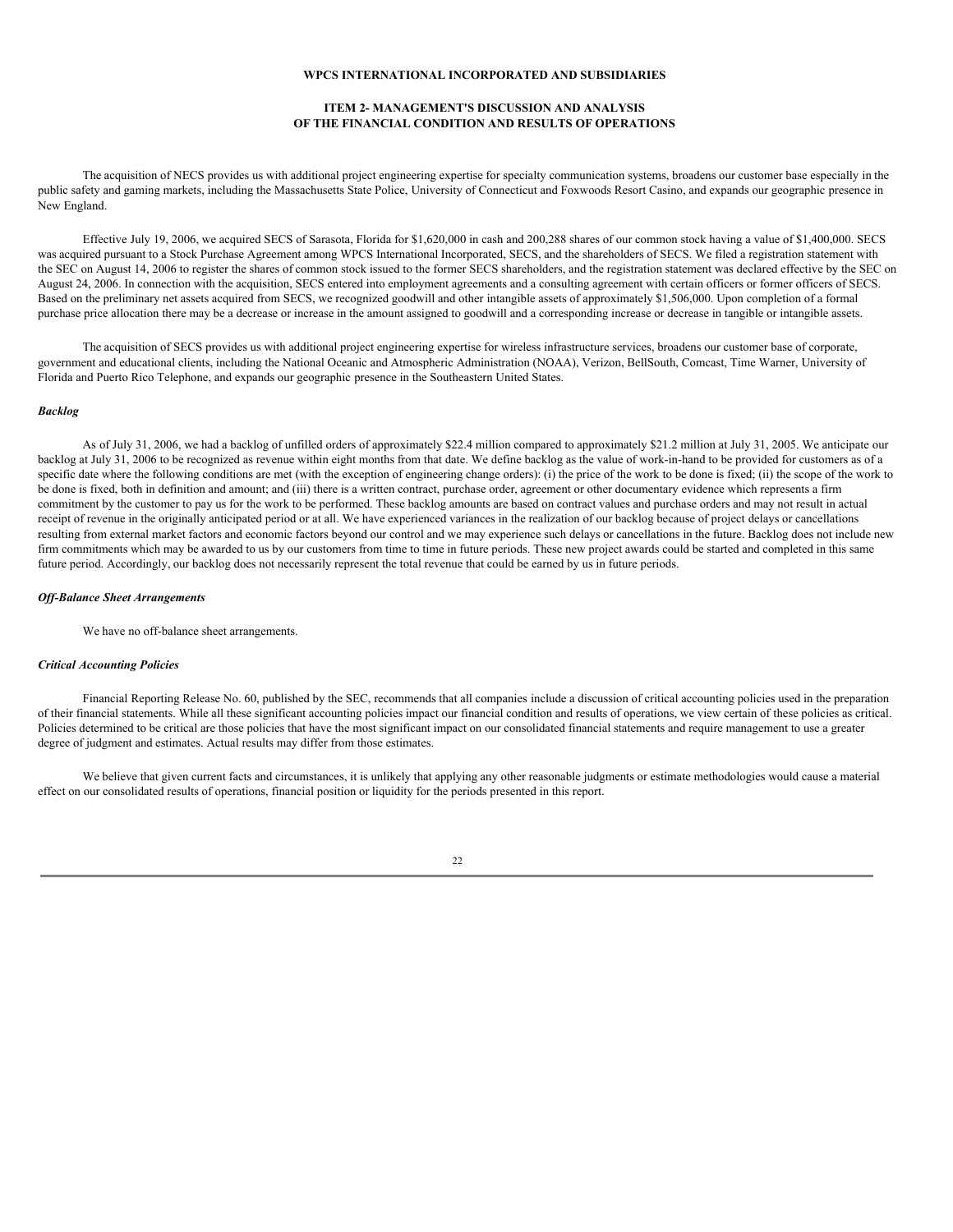The acquisition of NECS provides us with additional project engineering expertise for specialty communication systems, broadens our customer base especially in the public safety and gaming markets, including the Massachusetts State Police, University of Connecticut and Foxwoods Resort Casino, and expands our geographic presence in New England.

Effective July 19, 2006, we acquired SECS of Sarasota, Florida for $1,620,000 in cash and 200,288 shares of our common stock having a value of $1,400,000. SECS was acquired pursuant to a Stock Purchase Agreement among WPCS International Incorporated, SECS, and the shareholders of SECS. We filed a registration statement with the SEC on August 14, 2006 to register the shares of common stock issued to the former SECS shareholders, and the registration statement was declared effective by the SEC on August 24, 2006. In connection with the acquisition, SECS entered into employment agreements and a consulting agreement with certain officers or former officers of SECS. Based on the preliminary net assets acquired from SECS, we recognized goodwill and other intangible assets of approximately $1,506,000. Upon completion of a formal purchase price allocation there may be a decrease or increase in the amount assigned to goodwill and a corresponding increase or decrease in tangible or intangible assets.

The acquisition of SECS provides us with additional project engineering expertise for wireless infrastructure services, broadens our customer base of corporate, government and educational clients, including the National Oceanic and Atmospheric Administration (NOAA), Verizon, BellSouth, Comcast, Time Warner, University of Florida and Puerto Rico Telephone, and expands our geographic presence in the Southeastern United States.

### *Backlog*

As of July 31, 2006, we had a backlog of unfilled orders of approximately $22.4 million compared to approximately $21.2 million at July 31, 2005. We anticipate our backlog at July 31, 2006 to be recognized as revenue within eight months from that date. We define backlog as the value of work-in-hand to be provided for customers as of a specific date where the following conditions are met (with the exception of engineering change orders): (i) the price of the work to be done is fixed; (ii) the scope of the work to be done is fixed, both in definition and amount; and (iii) there is a written contract, purchase order, agreement or other documentary evidence which represents a firm commitment by the customer to pay us for the work to be performed. These backlog amounts are based on contract values and purchase orders and may not result in actual receipt of revenue in the originally anticipated period or at all. We have experienced variances in the realization of our backlog because of project delays or cancellations resulting from external market factors and economic factors beyond our control and we may experience such delays or cancellations in the future. Backlog does not include new firm commitments which may be awarded to us by our customers from time to time in future periods. These new project awards could be started and completed in this same future period. Accordingly, our backlog does not necessarily represent the total revenue that could be earned by us in future periods.

### *Off-Balance Sheet Arrangements*

We have no off-balance sheet arrangements.

### *Critical Accounting Policies*

Financial Reporting Release No. 60, published by the SEC, recommends that all companies include a discussion of critical accounting policies used in the preparation of their financial statements. While all these significant accounting policies impact our financial condition and results of operations, we view certain of these policies as critical. Policies determined to be critical are those policies that have the most significant impact on our consolidated financial statements and require management to use a greater degree of judgment and estimates. Actual results may differ from those estimates.

We believe that given current facts and circumstances, it is unlikely that applying any other reasonable judgments or estimate methodologies would cause a material effect on our consolidated results of operations, financial position or liquidity for the periods presented in this report.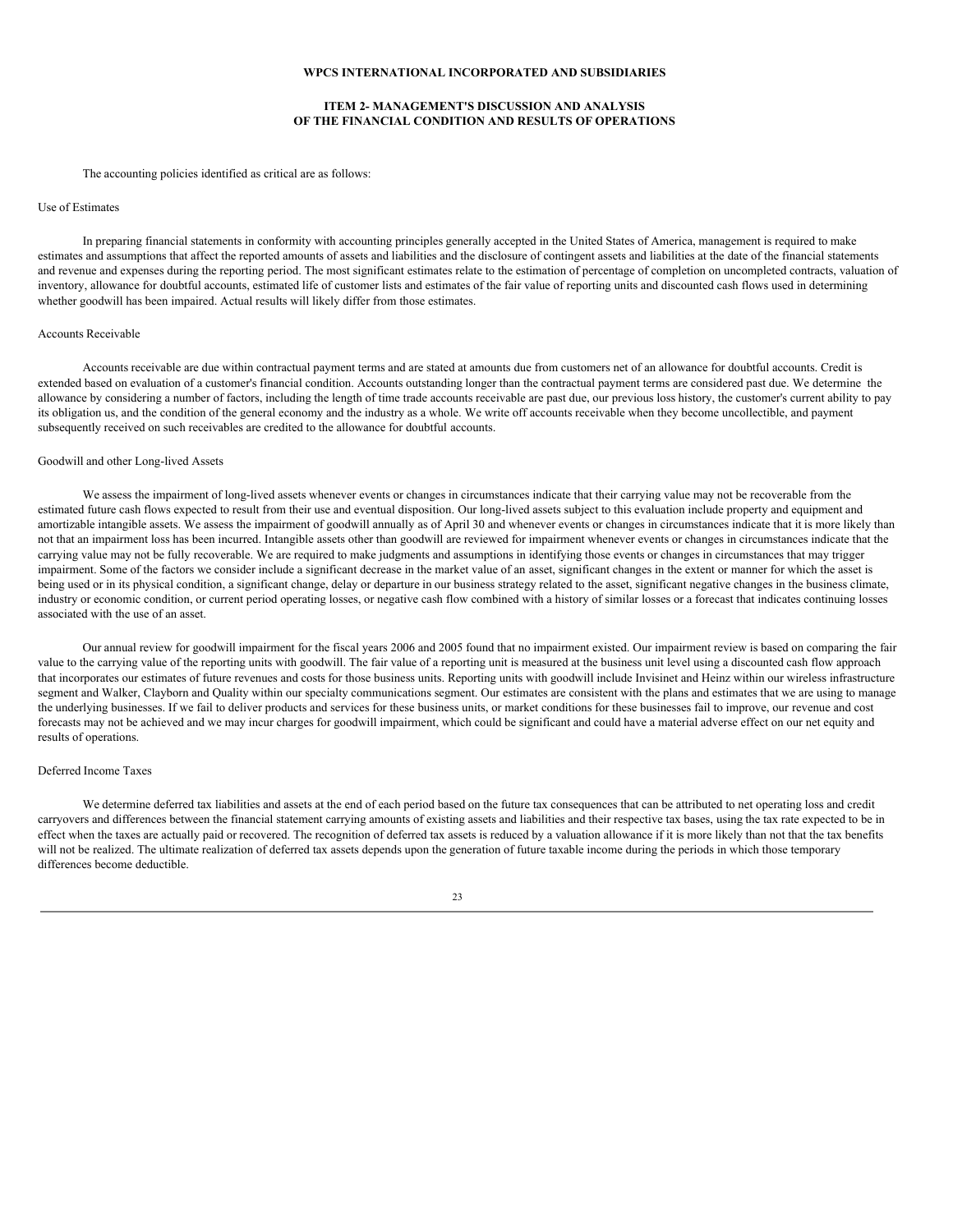The accounting policies identified as critical are as follows:

Use of Estimates

In preparing financial statements in conformity with accounting principles generally accepted in the United States of America, management is required to make estimates and assumptions that affect the reported amounts of assets and liabilities and the disclosure of contingent assets and liabilities at the date of the financial statements and revenue and expenses during the reporting period. The most significant estimates relate to the estimation of percentage of completion on uncompleted contracts, valuation of inventory, allowance for doubtful accounts, estimated life of customer lists and estimates of the fair value of reporting units and discounted cash flows used in determining whether goodwill has been impaired. Actual results will likely differ from those estimates.

Accounts Receivable

Accounts receivable are due within contractual payment terms and are stated at amounts due from customers net of an allowance for doubtful accounts. Credit is extended based on evaluation of a customer's financial condition. Accounts outstanding longer than the contractual payment terms are considered past due. We determine the allowance by considering a number of factors, including the length of time trade accounts receivable are past due, our previous loss history, the customer's current ability to pay its obligation us, and the condition of the general economy and the industry as a whole. We write off accounts receivable when they become uncollectible, and payment subsequently received on such receivables are credited to the allowance for doubtful accounts.

Goodwill and other Long-lived Assets

We assess the impairment of long-lived assets whenever events or changes in circumstances indicate that their carrying value may not be recoverable from the estimated future cash flows expected to result from their use and eventual disposition. Our long-lived assets subject to this evaluation include property and equipment and amortizable intangible assets. We assess the impairment of goodwill annually as of April 30 and whenever events or changes in circumstances indicate that it is more likely than not that an impairment loss has been incurred. Intangible assets other than goodwill are reviewed for impairment whenever events or changes in circumstances indicate that the carrying value may not be fully recoverable. We are required to make judgments and assumptions in identifying those events or changes in circumstances that may trigger impairment. Some of the factors we consider include a significant decrease in the market value of an asset, significant changes in the extent or manner for which the asset is being used or in its physical condition, a significant change, delay or departure in our business strategy related to the asset, significant negative changes in the business climate, industry or economic condition, or current period operating losses, or negative cash flow combined with a history of similar losses or a forecast that indicates continuing losses associated with the use of an asset.

Our annual review for goodwill impairment for the fiscal years 2006 and 2005 found that no impairment existed. Our impairment review is based on comparing the fair value to the carrying value of the reporting units with goodwill. The fair value of a reporting unit is measured at the business unit level using a discounted cash flow approach that incorporates our estimates of future revenues and costs for those business units. Reporting units with goodwill include Invisinet and Heinz within our wireless infrastructure segment and Walker, Clayborn and Quality within our specialty communications segment. Our estimates are consistent with the plans and estimates that we are using to manage the underlying businesses. If we fail to deliver products and services for these business units, or market conditions for these businesses fail to improve, our revenue and cost forecasts may not be achieved and we may incur charges for goodwill impairment, which could be significant and could have a material adverse effect on our net equity and results of operations.

Deferred Income Taxes

We determine deferred tax liabilities and assets at the end of each period based on the future tax consequences that can be attributed to net operating loss and credit carryovers and differences between the financial statement carrying amounts of existing assets and liabilities and their respective tax bases, using the tax rate expected to be in effect when the taxes are actually paid or recovered. The recognition of deferred tax assets is reduced by a valuation allowance if it is more likely than not that the tax benefits will not be realized. The ultimate realization of deferred tax assets depends upon the generation of future taxable income during the periods in which those temporary differences become deductible.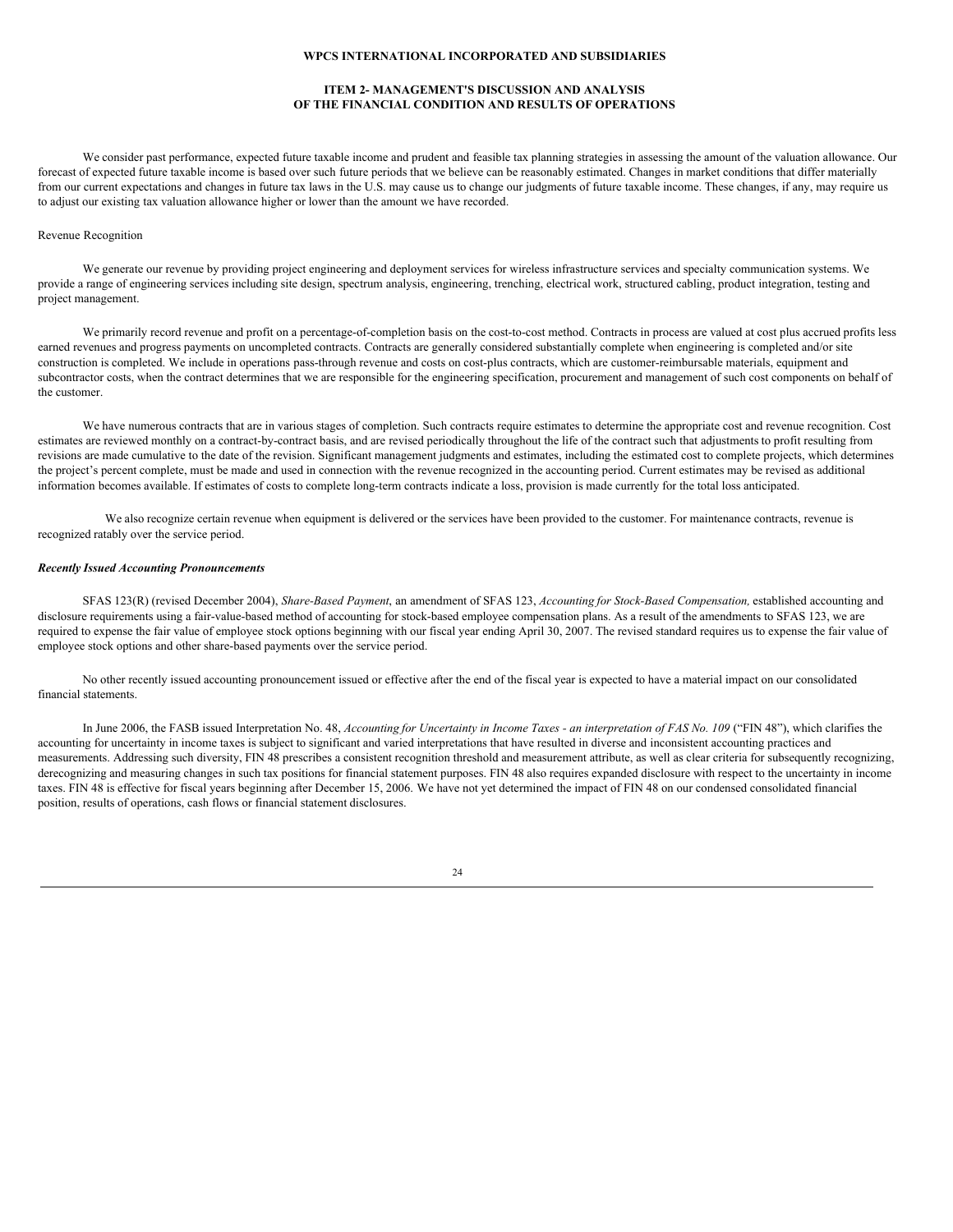We consider past performance, expected future taxable income and prudent and feasible tax planning strategies in assessing the amount of the valuation allowance. Our forecast of expected future taxable income is based over such future periods that we believe can be reasonably estimated. Changes in market conditions that differ materially from our current expectations and changes in future tax laws in the U.S. may cause us to change our judgments of future taxable income. These changes, if any, may require us to adjust our existing tax valuation allowance higher or lower than the amount we have recorded.

Revenue Recognition

We generate our revenue by providing project engineering and deployment services for wireless infrastructure services and specialty communication systems. We provide a range of engineering services including site design, spectrum analysis, engineering, trenching, electrical work, structured cabling, product integration, testing and project management.

We primarily record revenue and profit on a percentage-of-completion basis on the cost-to-cost method. Contracts in process are valued at cost plus accrued profits less earned revenues and progress payments on uncompleted contracts. Contracts are generally considered substantially complete when engineering is completed and/or site construction is completed. We include in operations pass-through revenue and costs on cost-plus contracts, which are customer-reimbursable materials, equipment and subcontractor costs, when the contract determines that we are responsible for the engineering specification, procurement and management of such cost components on behalf of the customer.

We have numerous contracts that are in various stages of completion. Such contracts require estimates to determine the appropriate cost and revenue recognition. Cost estimates are reviewed monthly on a contract-by-contract basis, and are revised periodically throughout the life of the contract such that adjustments to profit resulting from revisions are made cumulative to the date of the revision. Significant management judgments and estimates, including the estimated cost to complete projects, which determines the project's percent complete, must be made and used in connection with the revenue recognized in the accounting period. Current estimates may be revised as additional information becomes available. If estimates of costs to complete long-term contracts indicate a loss, provision is made currently for the total loss anticipated.

We also recognize certain revenue when equipment is delivered or the services have been provided to the customer. For maintenance contracts, revenue is recognized ratably over the service period.

***Recently Issued Accounting Pronouncements***

SFAS 123(R) (revised December 2004), *Share-Based Payment*, an amendment of SFAS 123, *Accounting for Stock-Based Compensation,* established accounting and disclosure requirements using a fair-value-based method of accounting for stock-based employee compensation plans. As a result of the amendments to SFAS 123, we are required to expense the fair value of employee stock options beginning with our fiscal year ending April 30, 2007. The revised standard requires us to expense the fair value of employee stock options and other share-based payments over the service period.

No other recently issued accounting pronouncement issued or effective after the end of the fiscal year is expected to have a material impact on our consolidated financial statements.

In June 2006, the FASB issued Interpretation No. 48, *Accounting for Uncertainty in Income Taxes - an interpretation of FAS No. 109* ("FIN 48"), which clarifies the accounting for uncertainty in income taxes is subject to significant and varied interpretations that have resulted in diverse and inconsistent accounting practices and measurements. Addressing such diversity, FIN 48 prescribes a consistent recognition threshold and measurement attribute, as well as clear criteria for subsequently recognizing, derecognizing and measuring changes in such tax positions for financial statement purposes. FIN 48 also requires expanded disclosure with respect to the uncertainty in income taxes. FIN 48 is effective for fiscal years beginning after December 15, 2006. We have not yet determined the impact of FIN 48 on our condensed consolidated financial position, results of operations, cash flows or financial statement disclosures.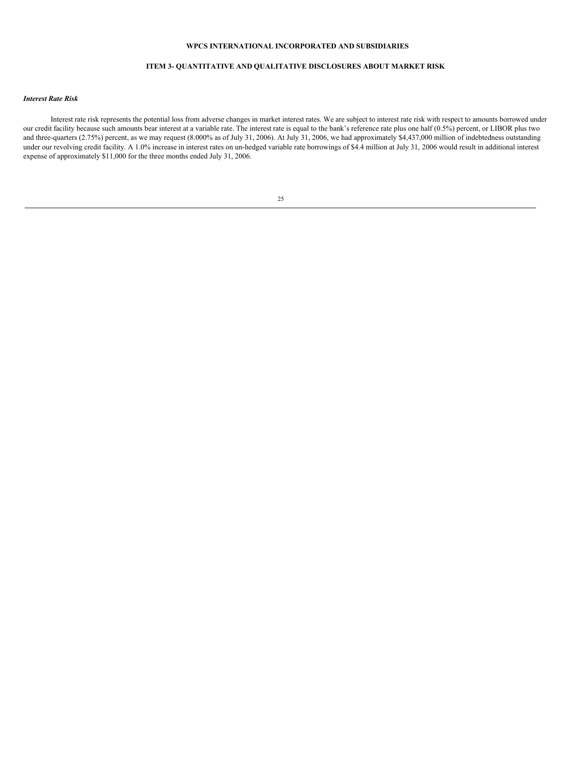**WPCS INTERNATIONAL INCORPORATED AND SUBSIDIARIES**

**ITEM 3- QUANTITATIVE AND QUALITATIVE DISCLOSURES ABOUT MARKET RISK**

***Interest Rate Risk***

Interest rate risk represents the potential loss from adverse changes in market interest rates. We are subject to interest rate risk with respect to amounts borrowed under our credit facility because such amounts bear interest at a variable rate. The interest rate is equal to the bank's reference rate plus one half (0.5%) percent, or LIBOR plus two and three-quarters (2.75%) percent, as we may request (8.000% as of July 31, 2006). At July 31, 2006, we had approximately $4,437,000 million of indebtedness outstanding under our revolving credit facility. A 1.0% increase in interest rates on un-hedged variable rate borrowings of $4.4 million at July 31, 2006 would result in additional interest expense of approximately $11,000 for the three months ended July 31, 2006.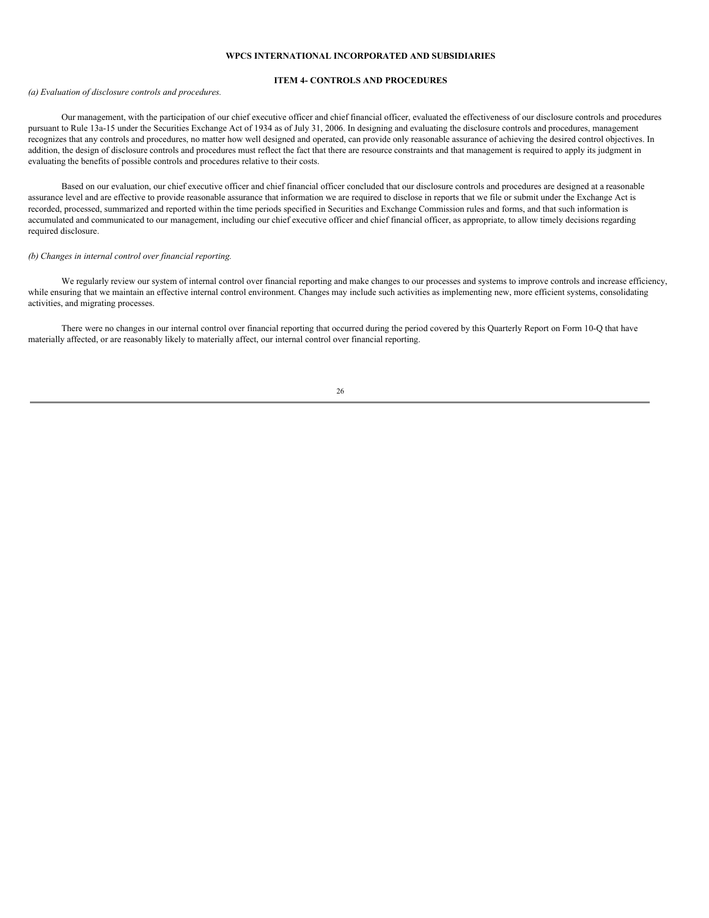# WPCS INTERNATIONAL INCORPORATED AND SUBSIDIARIES

## ITEM 4- CONTROLS AND PROCEDURES

*(a) Evaluation of disclosure controls and procedures.*

Our management, with the participation of our chief executive officer and chief financial officer, evaluated the effectiveness of our disclosure controls and procedures pursuant to Rule 13a-15 under the Securities Exchange Act of 1934 as of July 31, 2006. In designing and evaluating the disclosure controls and procedures, management recognizes that any controls and procedures, no matter how well designed and operated, can provide only reasonable assurance of achieving the desired control objectives. In addition, the design of disclosure controls and procedures must reflect the fact that there are resource constraints and that management is required to apply its judgment in evaluating the benefits of possible controls and procedures relative to their costs.

Based on our evaluation, our chief executive officer and chief financial officer concluded that our disclosure controls and procedures are designed at a reasonable assurance level and are effective to provide reasonable assurance that information we are required to disclose in reports that we file or submit under the Exchange Act is recorded, processed, summarized and reported within the time periods specified in Securities and Exchange Commission rules and forms, and that such information is accumulated and communicated to our management, including our chief executive officer and chief financial officer, as appropriate, to allow timely decisions regarding required disclosure.

*(b) Changes in internal control over financial reporting.*

We regularly review our system of internal control over financial reporting and make changes to our processes and systems to improve controls and increase efficiency, while ensuring that we maintain an effective internal control environment. Changes may include such activities as implementing new, more efficient systems, consolidating activities, and migrating processes.

There were no changes in our internal control over financial reporting that occurred during the period covered by this Quarterly Report on Form 10-Q that have materially affected, or are reasonably likely to materially affect, our internal control over financial reporting.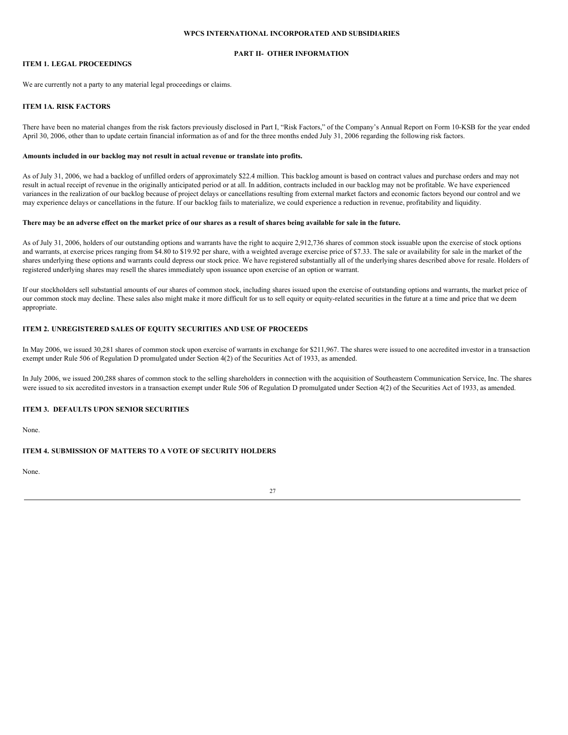**WPCS INTERNATIONAL INCORPORATED AND SUBSIDIARIES**

## PART II- OTHER INFORMATION

### ITEM 1. LEGAL PROCEEDINGS

We are currently not a party to any material legal proceedings or claims.

### ITEM 1A. RISK FACTORS

There have been no material changes from the risk factors previously disclosed in Part I, "Risk Factors," of the Company's Annual Report on Form 10-KSB for the year ended April 30, 2006, other than to update certain financial information as of and for the three months ended July 31, 2006 regarding the following risk factors.

**Amounts included in our backlog may not result in actual revenue or translate into profits.**

As of July 31, 2006, we had a backlog of unfilled orders of approximately $22.4 million. This backlog amount is based on contract values and purchase orders and may not result in actual receipt of revenue in the originally anticipated period or at all. In addition, contracts included in our backlog may not be profitable. We have experienced variances in the realization of our backlog because of project delays or cancellations resulting from external market factors and economic factors beyond our control and we may experience delays or cancellations in the future. If our backlog fails to materialize, we could experience a reduction in revenue, profitability and liquidity.

**There may be an adverse effect on the market price of our shares as a result of shares being available for sale in the future.**

As of July 31, 2006, holders of our outstanding options and warrants have the right to acquire 2,912,736 shares of common stock issuable upon the exercise of stock options and warrants, at exercise prices ranging from $4.80 to $19.92 per share, with a weighted average exercise price of $7.33. The sale or availability for sale in the market of the shares underlying these options and warrants could depress our stock price. We have registered substantially all of the underlying shares described above for resale. Holders of registered underlying shares may resell the shares immediately upon issuance upon exercise of an option or warrant.

If our stockholders sell substantial amounts of our shares of common stock, including shares issued upon the exercise of outstanding options and warrants, the market price of our common stock may decline. These sales also might make it more difficult for us to sell equity or equity-related securities in the future at a time and price that we deem appropriate.

### ITEM 2. UNREGISTERED SALES OF EQUITY SECURITIES AND USE OF PROCEEDS

In May 2006, we issued 30,281 shares of common stock upon exercise of warrants in exchange for $211,967. The shares were issued to one accredited investor in a transaction exempt under Rule 506 of Regulation D promulgated under Section 4(2) of the Securities Act of 1933, as amended.

In July 2006, we issued 200,288 shares of common stock to the selling shareholders in connection with the acquisition of Southeastern Communication Service, Inc. The shares were issued to six accredited investors in a transaction exempt under Rule 506 of Regulation D promulgated under Section 4(2) of the Securities Act of 1933, as amended.

### ITEM 3. DEFAULTS UPON SENIOR SECURITIES

None.

### ITEM 4. SUBMISSION OF MATTERS TO A VOTE OF SECURITY HOLDERS

None.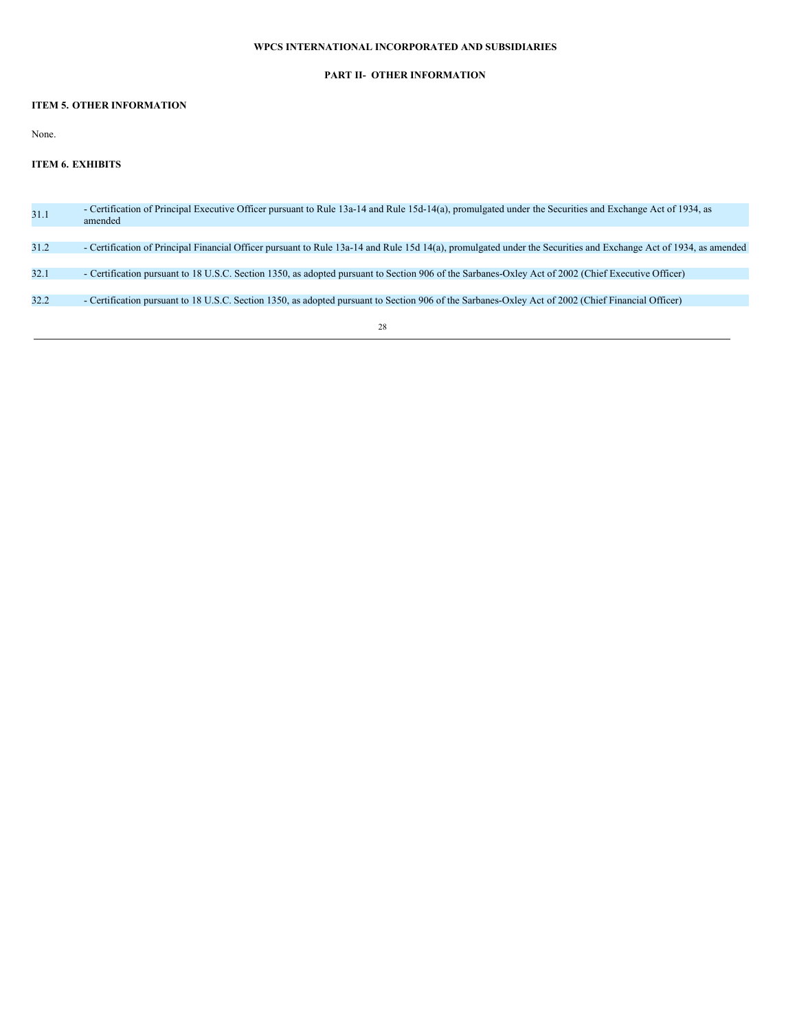**WPCS INTERNATIONAL INCORPORATED AND SUBSIDIARIES**

**PART II- OTHER INFORMATION**

**ITEM 5. OTHER INFORMATION**

None.

**ITEM 6. EXHIBITS**

| | |
|---|---|
| 31.1 | - Certification of Principal Executive Officer pursuant to Rule 13a-14 and Rule 15d-14(a), promulgated under the Securities and Exchange Act of 1934, as amended |
| 31.2 | - Certification of Principal Financial Officer pursuant to Rule 13a-14 and Rule 15d 14(a), promulgated under the Securities and Exchange Act of 1934, as amended |
| 32.1 | - Certification pursuant to 18 U.S.C. Section 1350, as adopted pursuant to Section 906 of the Sarbanes-Oxley Act of 2002 (Chief Executive Officer) |
| 32.2 | - Certification pursuant to 18 U.S.C. Section 1350, as adopted pursuant to Section 906 of the Sarbanes-Oxley Act of 2002 (Chief Financial Officer) |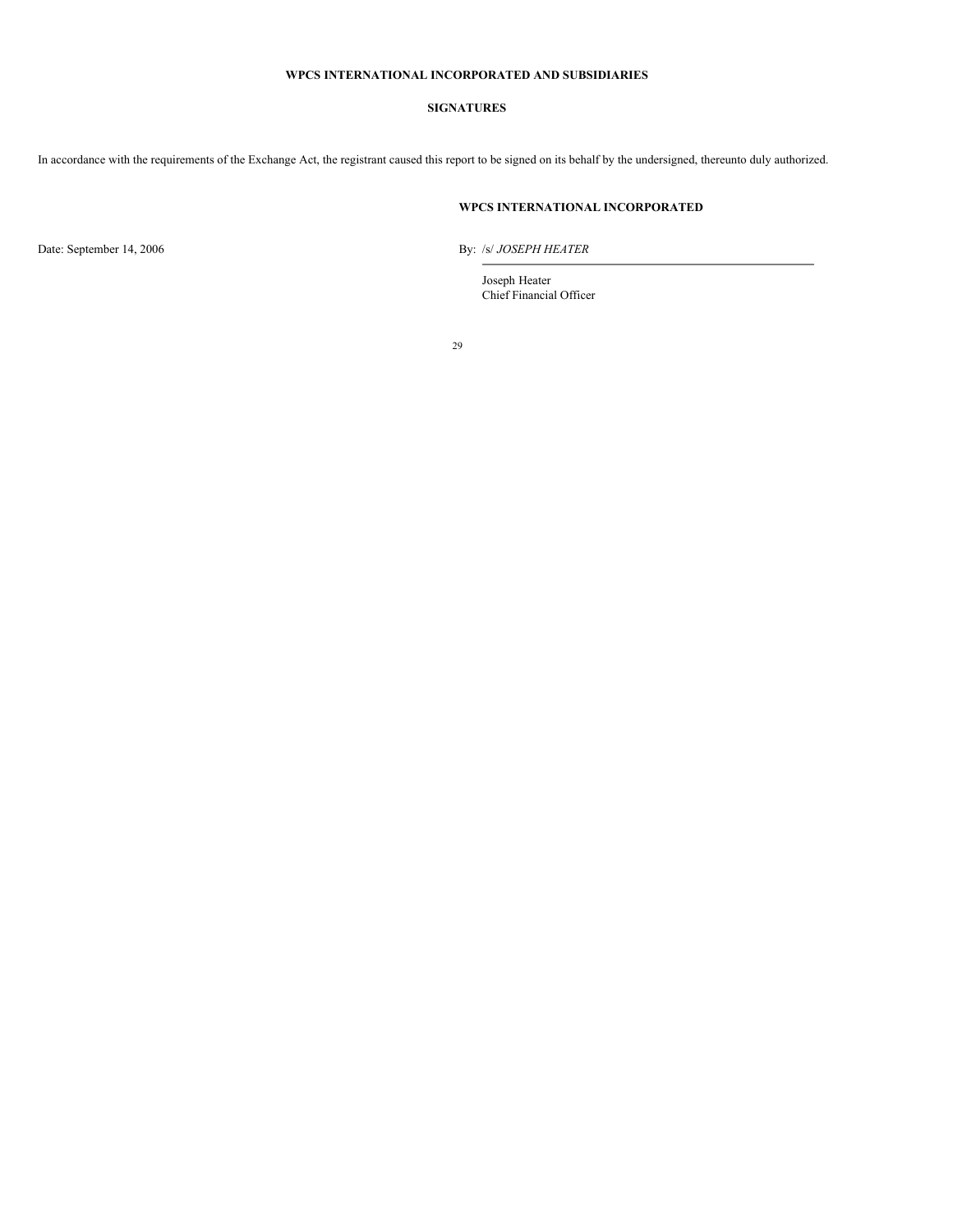**WPCS INTERNATIONAL INCORPORATED AND SUBSIDIARIES**

**SIGNATURES**

In accordance with the requirements of the Exchange Act, the registrant caused this report to be signed on its behalf by the undersigned, thereunto duly authorized.

**WPCS INTERNATIONAL INCORPORATED**

Date: September 14, 2006

By: /s/ *JOSEPH HEATER*

Joseph Heater
Chief Financial Officer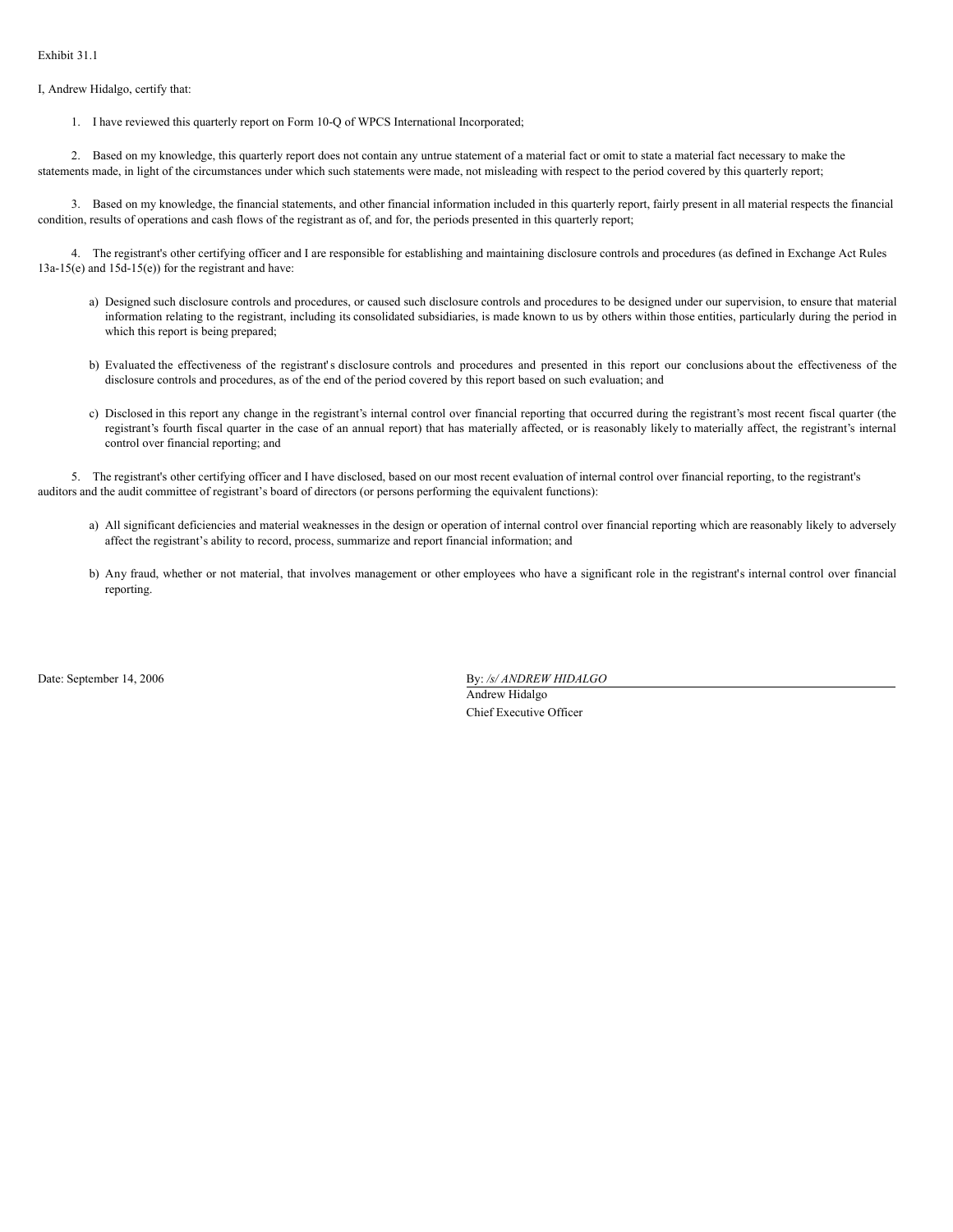Exhibit 31.1

I, Andrew Hidalgo, certify that:

1. I have reviewed this quarterly report on Form 10-Q of WPCS International Incorporated;

2. Based on my knowledge, this quarterly report does not contain any untrue statement of a material fact or omit to state a material fact necessary to make the statements made, in light of the circumstances under which such statements were made, not misleading with respect to the period covered by this quarterly report;

3. Based on my knowledge, the financial statements, and other financial information included in this quarterly report, fairly present in all material respects the financial condition, results of operations and cash flows of the registrant as of, and for, the periods presented in this quarterly report;

4. The registrant's other certifying officer and I are responsible for establishing and maintaining disclosure controls and procedures (as defined in Exchange Act Rules 13a-15(e) and 15d-15(e)) for the registrant and have:

a) Designed such disclosure controls and procedures, or caused such disclosure controls and procedures to be designed under our supervision, to ensure that material information relating to the registrant, including its consolidated subsidiaries, is made known to us by others within those entities, particularly during the period in which this report is being prepared;

b) Evaluated the effectiveness of the registrant's disclosure controls and procedures and presented in this report our conclusions about the effectiveness of the disclosure controls and procedures, as of the end of the period covered by this report based on such evaluation; and

c) Disclosed in this report any change in the registrant's internal control over financial reporting that occurred during the registrant's most recent fiscal quarter (the registrant's fourth fiscal quarter in the case of an annual report) that has materially affected, or is reasonably likely to materially affect, the registrant's internal control over financial reporting; and

5. The registrant's other certifying officer and I have disclosed, based on our most recent evaluation of internal control over financial reporting, to the registrant's auditors and the audit committee of registrant's board of directors (or persons performing the equivalent functions):

a) All significant deficiencies and material weaknesses in the design or operation of internal control over financial reporting which are reasonably likely to adversely affect the registrant's ability to record, process, summarize and report financial information; and

b) Any fraud, whether or not material, that involves management or other employees who have a significant role in the registrant's internal control over financial reporting.

Date: September 14, 2006

By: */s/ ANDREW HIDALGO*
Andrew Hidalgo
Chief Executive Officer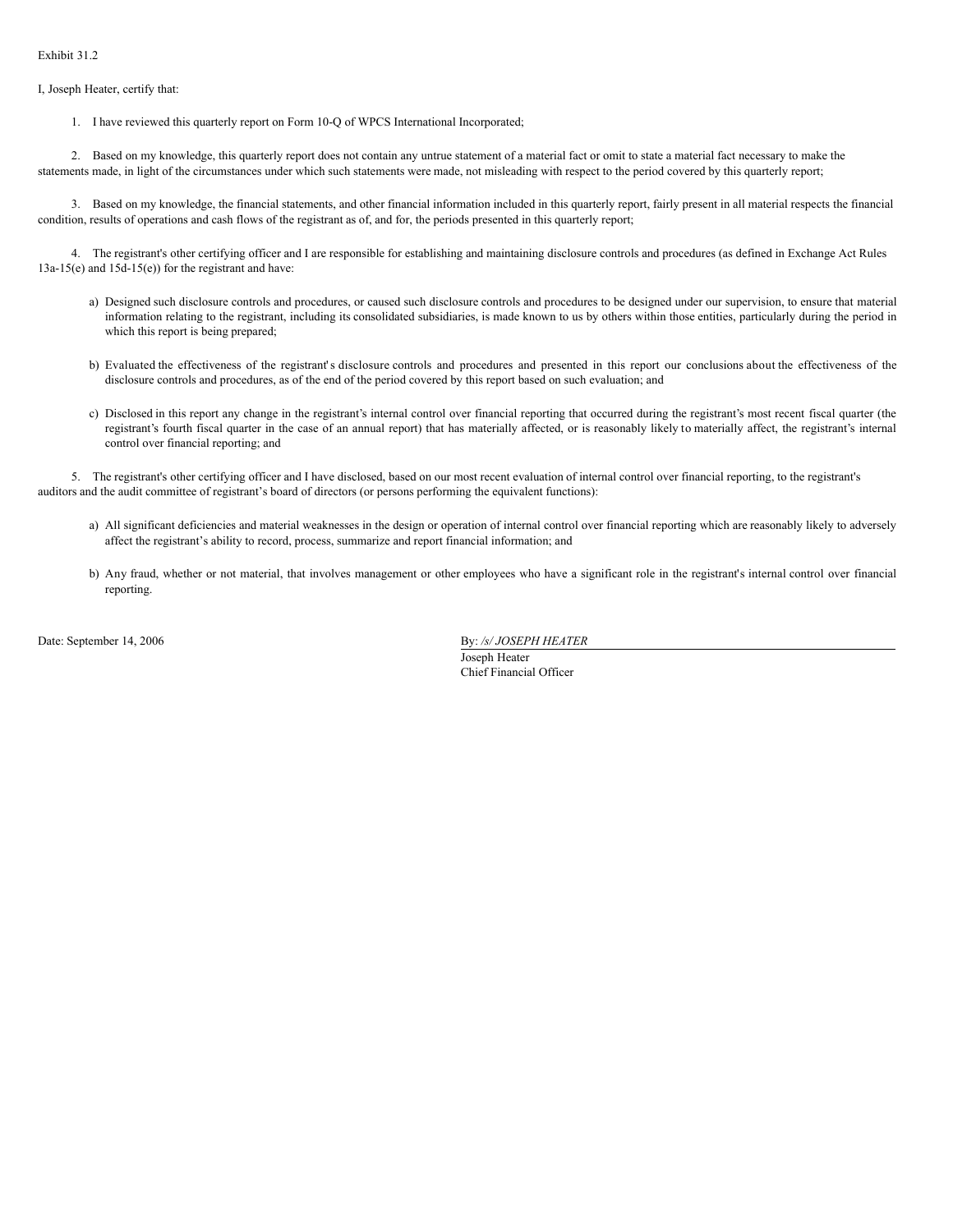Exhibit 31.2

I, Joseph Heater, certify that:

1. I have reviewed this quarterly report on Form 10-Q of WPCS International Incorporated;

2. Based on my knowledge, this quarterly report does not contain any untrue statement of a material fact or omit to state a material fact necessary to make the statements made, in light of the circumstances under which such statements were made, not misleading with respect to the period covered by this quarterly report;

3. Based on my knowledge, the financial statements, and other financial information included in this quarterly report, fairly present in all material respects the financial condition, results of operations and cash flows of the registrant as of, and for, the periods presented in this quarterly report;

4. The registrant's other certifying officer and I are responsible for establishing and maintaining disclosure controls and procedures (as defined in Exchange Act Rules 13a-15(e) and 15d-15(e)) for the registrant and have:

a) Designed such disclosure controls and procedures, or caused such disclosure controls and procedures to be designed under our supervision, to ensure that material information relating to the registrant, including its consolidated subsidiaries, is made known to us by others within those entities, particularly during the period in which this report is being prepared;

b) Evaluated the effectiveness of the registrant's disclosure controls and procedures and presented in this report our conclusions about the effectiveness of the disclosure controls and procedures, as of the end of the period covered by this report based on such evaluation; and

c) Disclosed in this report any change in the registrant's internal control over financial reporting that occurred during the registrant's most recent fiscal quarter (the registrant's fourth fiscal quarter in the case of an annual report) that has materially affected, or is reasonably likely to materially affect, the registrant's internal control over financial reporting; and

5. The registrant's other certifying officer and I have disclosed, based on our most recent evaluation of internal control over financial reporting, to the registrant's auditors and the audit committee of registrant's board of directors (or persons performing the equivalent functions):

a) All significant deficiencies and material weaknesses in the design or operation of internal control over financial reporting which are reasonably likely to adversely affect the registrant's ability to record, process, summarize and report financial information; and

b) Any fraud, whether or not material, that involves management or other employees who have a significant role in the registrant's internal control over financial reporting.

Date: September 14, 2006

By: */s/ JOSEPH HEATER*
Joseph Heater
Chief Financial Officer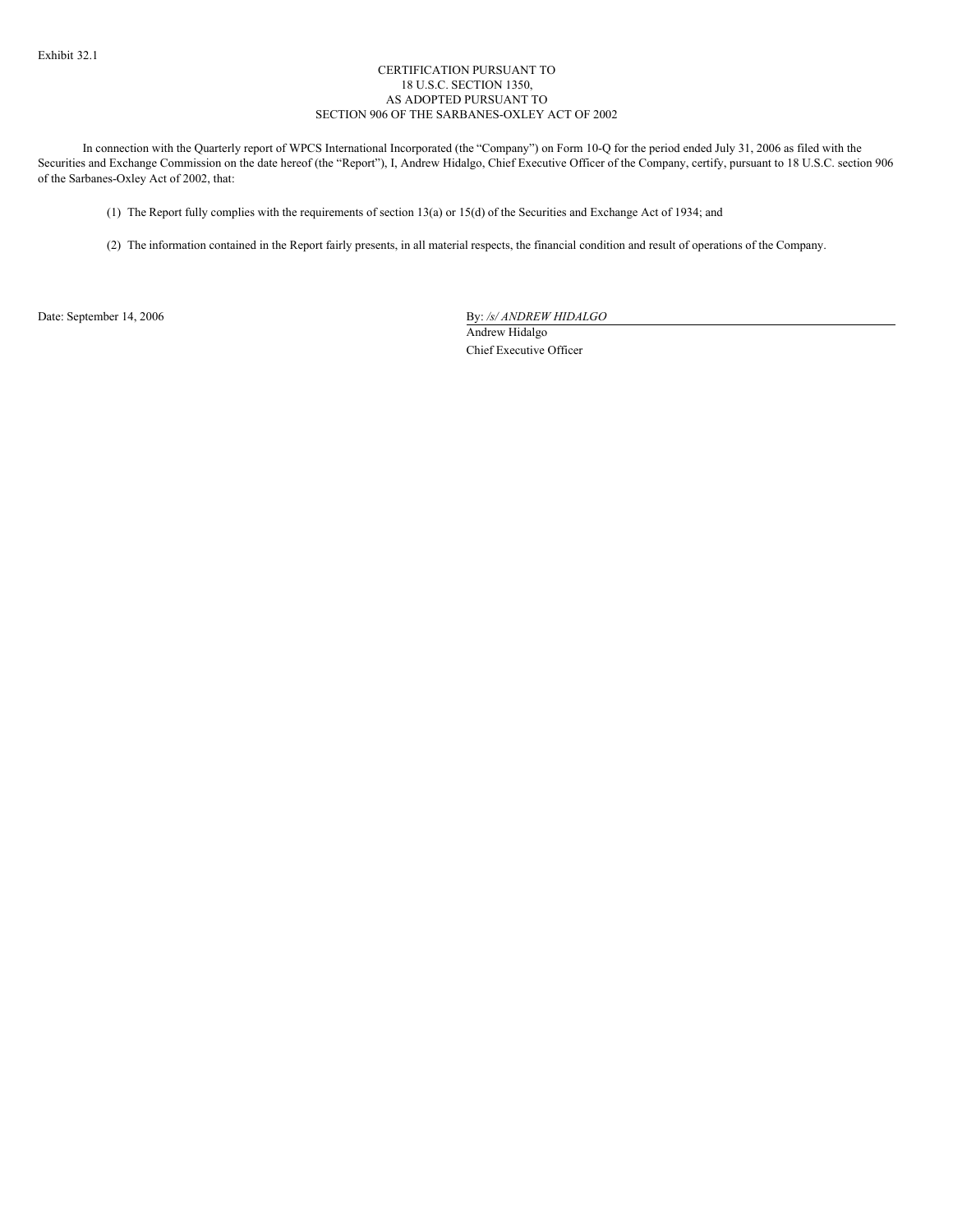Exhibit 32.1

CERTIFICATION PURSUANT TO
18 U.S.C. SECTION 1350,
AS ADOPTED PURSUANT TO
SECTION 906 OF THE SARBANES-OXLEY ACT OF 2002

In connection with the Quarterly report of WPCS International Incorporated (the "Company") on Form 10-Q for the period ended July 31, 2006 as filed with the Securities and Exchange Commission on the date hereof (the "Report"), I, Andrew Hidalgo, Chief Executive Officer of the Company, certify, pursuant to 18 U.S.C. section 906 of the Sarbanes-Oxley Act of 2002, that:

(1) The Report fully complies with the requirements of section 13(a) or 15(d) of the Securities and Exchange Act of 1934; and

(2) The information contained in the Report fairly presents, in all material respects, the financial condition and result of operations of the Company.

Date: September 14, 2006

By: */s/ ANDREW HIDALGO*
Andrew Hidalgo
Chief Executive Officer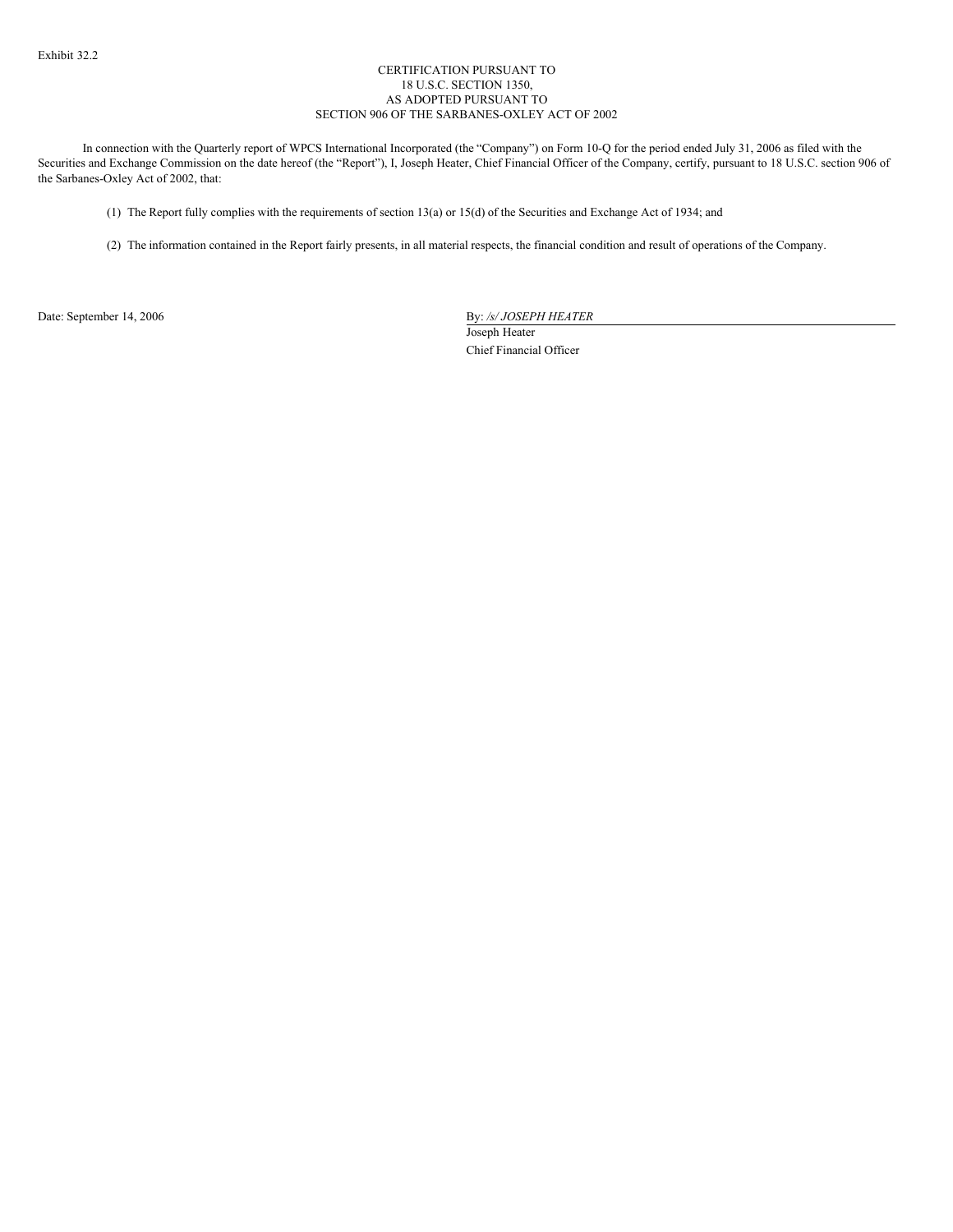Exhibit 32.2

CERTIFICATION PURSUANT TO
18 U.S.C. SECTION 1350,
AS ADOPTED PURSUANT TO
SECTION 906 OF THE SARBANES-OXLEY ACT OF 2002

In connection with the Quarterly report of WPCS International Incorporated (the "Company") on Form 10-Q for the period ended July 31, 2006 as filed with the Securities and Exchange Commission on the date hereof (the "Report"), I, Joseph Heater, Chief Financial Officer of the Company, certify, pursuant to 18 U.S.C. section 906 of the Sarbanes-Oxley Act of 2002, that:

(1) The Report fully complies with the requirements of section 13(a) or 15(d) of the Securities and Exchange Act of 1934; and

(2) The information contained in the Report fairly presents, in all material respects, the financial condition and result of operations of the Company.

Date: September 14, 2006

By: */s/ JOSEPH HEATER*
Joseph Heater
Chief Financial Officer